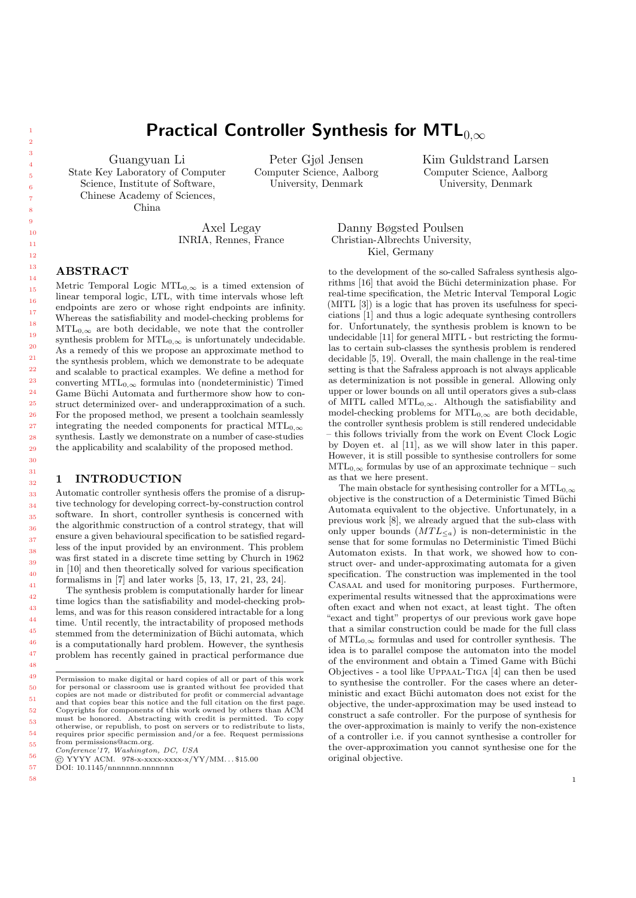# Practical Controller Synthesis for $\text{MTL}_{0,\infty}$

Guangyuan Li
State Key Laboratory of Computer Science, Institute of Software, Chinese Academy of Sciences, China

Peter Gjøl Jensen
Computer Science, Aalborg University, Denmark

Kim Guldstrand Larsen
Computer Science, Aalborg University, Denmark

Axel Legay
INRIA, Rennes, France

Danny Bøgsted Poulsen
Christian-Albrechts University, Kiel, Germany

## ABSTRACT

Metric Temporal Logic $\text{MTL}_{0,\infty}$ is a timed extension of linear temporal logic, LTL, with time intervals whose left endpoints are zero or whose right endpoints are infinity. Whereas the satisfiability and model-checking problems for $\text{MTL}_{0,\infty}$ are both decidable, we note that the controller synthesis problem for $\text{MTL}_{0,\infty}$ is unfortunately undecidable. As a remedy of this we propose an approximate method to the synthesis problem, which we demonstrate to be adequate and scalable to practical examples. We define a method for converting $\text{MTL}_{0,\infty}$ formulas into (nondeterministic) Timed Game Büchi Automata and furthermore show how to construct determinized over- and underapproximation of a such. For the proposed method, we present a toolchain seamlessly integrating the needed components for practical $\text{MTL}_{0,\infty}$ synthesis. Lastly we demonstrate on a number of case-studies the applicability and scalability of the proposed method.

## 1 INTRODUCTION

Automatic controller synthesis offers the promise of a disruptive technology for developing correct-by-construction control software. In short, controller synthesis is concerned with the algorithmic construction of a control strategy, that will ensure a given behavioural specification to be satisfied regardless of the input provided by an environment. This problem was first stated in a discrete time setting by Church in 1962 in [10] and then theoretically solved for various specification formalisms in [7] and later works [5, 13, 17, 21, 23, 24].

The synthesis problem is computationally harder for linear time logics than the satisfiability and model-checking problems, and was for this reason considered intractable for a long time. Until recently, the intractability of proposed methods stemmed from the determinization of Büchi automata, which is a computationally hard problem. However, the synthesis problem has recently gained in practical performance due to the development of the so-called Safraless synthesis algorithms [16] that avoid the Büchi determinization phase. For real-time specification, the Metric Interval Temporal Logic (MITL [3]) is a logic that has proven its usefulness for specications [1] and thus a logic adequate synthesing controllers for. Unfortunately, the synthesis problem is known to be undecidable [11] for general MITL - but restricting the formulas to certain sub-classes the synthesis problem is rendered decidable [5, 19]. Overall, the main challenge in the real-time setting is that the Safraless approach is not always applicable as determinization is not possible in general. Allowing only upper or lower bounds on all until operators gives a sub-class of MITL called $\text{MTL}_{0,\infty}$. Although the satisfiability and model-checking problems for $\text{MTL}_{0,\infty}$ are both decidable, the controller synthesis problem is still rendered undecidable – this follows trivially from the work on Event Clock Logic by Doyen et. al [11], as we will show later in this paper. However, it is still possible to synthesise controllers for some $\text{MTL}_{0,\infty}$ formulas by use of an approximate technique – such as that we here present.

The main obstacle for synthesising controller for a $\text{MTL}_{0,\infty}$ objective is the construction of a Deterministic Timed Büchi Automata equivalent to the objective. Unfortunately, in a previous work [8], we already argued that the sub-class with only upper bounds ($MTL_{\leq a}$) is non-deterministic in the sense that for some formulas no Deterministic Timed Büchi Automaton exists. In that work, we showed how to construct over- and under-approximating automata for a given specification. The construction was implemented in the tool Casaal and used for monitoring purposes. Furthermore, experimental results witnessed that the approximations were often exact and when not exact, at least tight. The often "exact and tight" propertys of our previous work gave hope that a similar construction could be made for the full class of $\text{MTL}_{0,\infty}$ formulas and used for controller synthesis. The idea is to parallel compose the automaton into the model of the environment and obtain a Timed Game with Büchi Objectives - a tool like Uppaal-Tiga [4] can then be used to synthesise the controller. For the cases where an deterministic and exact Büchi automaton does not exist for the objective, the under-approximation may be used instead to construct a safe controller. For the purpose of synthesis for the over-approximation is mainly to verify the non-existence of a controller i.e. if you cannot synthesise a controller for the over-approximation you cannot synthesise one for the original objective.

Permission to make digital or hard copies of all or part of this work for personal or classroom use is granted without fee provided that copies are not made or distributed for profit or commercial advantage and that copies bear this notice and the full citation on the first page. Copyrights for components of this work owned by others than ACM must be honored. Abstracting with credit is permitted. To copy otherwise, or republish, to post on servers or to redistribute to lists, requires prior specific permission and/or a fee. Request permissions from permissions@acm.org.
*Conference'17, Washington, DC, USA*
© YYYY ACM. 978-x-xxxx-xxxx-x/YY/MM...$15.00
DOI: 10.1145/nnnnnnn.nnnnnnn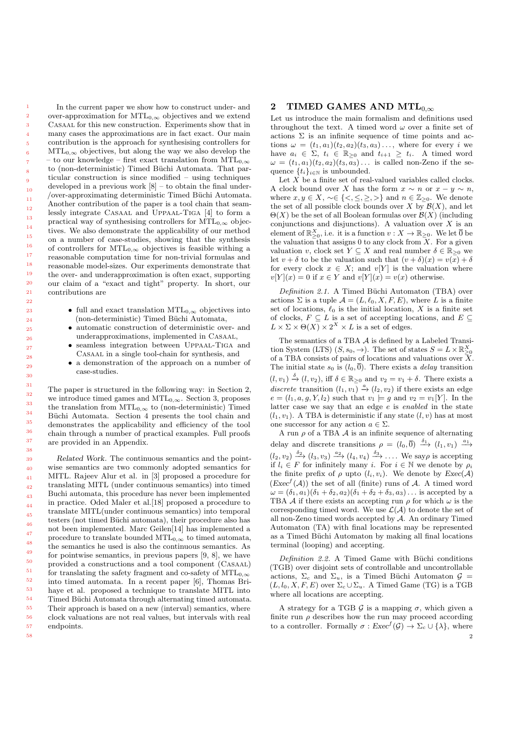In the current paper we show how to construct under- and over-approximation for $\mathrm{MTL}_{0,\infty}$ objectives and we extend Casaal for this new construction. Experiments show that in many cases the approximations are in fact exact. Our main contribution is the approach for synthesising controllers for $\mathrm{MTL}_{0,\infty}$ objectives, but along the way we also develop the – to our knowledge – first exact translation from $\mathrm{MTL}_{0,\infty}$ to (non-deterministic) Timed Büchi Automata. That particular construction is since modified – using techniques developed in a previous work [8] – to obtain the final under-/over-approximating deterministic Timed Büchi Automata. Another contribution of the paper is a tool chain that seamlessly integrate Casaal and Uppaal-Tiga [4] to form a practical way of synthesising controllers for $\mathrm{MTL}_{0,\infty}$ objectives. We also demonstrate the applicability of our method on a number of case-studies, showing that the synthesis of controllers for $\mathrm{MTL}_{0,\infty}$ objectives is feasible withing a reasonable computation time for non-trivial formulas and reasonable model-sizes. Our experiments demonstrate that the over- and underapproximation is often exact, supporting our claim of a "exact and tight" property. In short, our contributions are

- full and exact translation $\mathrm{MTL}_{0,\infty}$ objectives into (non-deterministic) Timed Büchi Automata,
- automatic construction of deterministic over- and underapproximations, implemented in Casaal,
- seamless integration between Uppaal-Tiga and Casaal in a single tool-chain for synthesis, and
- a demonstration of the approach on a number of case-studies.

The paper is structured in the following way: in Section 2, we introduce timed games and $\mathrm{MTL}_{0,\infty}$. Section 3, proposes the translation from $\mathrm{MTL}_{0,\infty}$ to (non-deterministic) Timed Büchi Automata. Section 4 presents the tool chain and demonstrates the applicability and efficiency of the tool chain through a number of practical examples. Full proofs are provided in an Appendix.

*Related Work.* The continuous semantics and the pointwise semantics are two commonly adopted semantics for MITL. Rajeev Alur et al. in [3] proposed a procedure for translating MITL (under continuous semantics) into timed Buchi automata, this procedure has never been implemented in practice. Oded Maler et al.[18] proposed a procedure to translate MITL(under continuous semantics) into temporal testers (not timed Büchi automata), their procedure also has not been implemented. Marc Geilen[14] has implemented a procedure to translate bounded $\mathrm{MTL}_{0,\infty}$ to timed automata, the semantics he used is also the continuous semantics. As for pointwise semantics, in previous papers [9, 8], we have provided a constructions and a tool component (Casaal) for translating the safety fragment and co-safety of $\mathrm{MTL}_{0,\infty}$ into timed automata. In a recent paper [6], Thomas Brihaye et al. proposed a technique to translate MITL into Timed Büchi Automata through alternating timed automata. Their approach is based on a new (interval) semantics, where clock valuations are not real values, but intervals with real endpoints.

## 2 TIMED GAMES AND $\mathrm{MTL}_{0,\infty}$

Let us introduce the main formalism and definitions used throughout the text. A timed word $\omega$ over a finite set of actions $\Sigma$ is an infinite sequence of time points and actions $\omega = (t_1, a_1)(t_2, a_2)(t_3, a_3)\ldots$, where for every $i$ we have $a_i \in \Sigma$, $t_i \in \mathbb{R}_{\geq 0}$ and $t_{i+1} \geq t_i$. A timed word $\omega = (t_1, a_1)(t_2, a_2)(t_3, a_3)\ldots$ is called non-Zeno if the sequence $\{t_i\}_{i\in\mathbb{N}}$ is unbounded.

Let $X$ be a finite set of real-valued variables called clocks. A clock bound over $X$ has the form $x \sim n$ or $x - y \sim n$, where $x, y \in X$, $\sim \in \{<, \leq, \geq, >\}$ and $n \in \mathbb{Z}_{\geq 0}$. We denote the set of all possible clock bounds over $X$ by $\mathcal{B}(X)$, and let $\Theta(X)$ be the set of all Boolean formulas over $\mathcal{B}(X)$ (including conjunctions and disjunctions). A valuation over $X$ is an element of $\mathbb{R}^X_{\geq 0}$, i.e. it is a function $v : X \to \mathbb{R}_{\geq 0}$. We let $\overline{0}$ be the valuation that assigns 0 to any clock from $X$. For a given valuation $v$, clock set $Y \subseteq X$ and real number $\delta \in \mathbb{R}_{\geq 0}$ we let $v + \delta$ to be the valuation such that $(v + \delta)(x) = v(x) + \delta$ for every clock $x \in X$; and $v[Y]$ is the valuation where $v[Y](x) = 0$ if $x \in Y$ and $v[Y](x) = v(x)$ otherwise.

*Definition 2.1.* A Timed Büchi Automaton (TBA) over actions $\Sigma$ is a tuple $\mathcal{A} = (L, \ell_0, X, F, E)$, where $L$ is a finite set of locations, $\ell_0$ is the initial location, $X$ is a finite set of clocks, $F \subseteq L$ is a set of accepting locations, and $E \subseteq L \times \Sigma \times \Theta(X) \times 2^X \times L$ is a set of edges.

The semantics of a TBA $\mathcal{A}$ is defined by a Labeled Transition System (LTS) $(S, s_0, \to)$. The set of states $S = L \times \mathbb{R}^X_{\geq 0}$ of a TBA consists of pairs of locations and valuations over $X$. The initial state $s_0$ is $(l_0, \overline{0})$. There exists a *delay* transition $(l, v_1) \xrightarrow{\delta} (l, v_2)$, iff $\delta \in \mathbb{R}_{\geq 0}$ and $v_2 = v_1 + \delta$. There exists a *discrete* transition $(l_1, v_1) \xrightarrow{a} (l_2, v_2)$ if there exists an edge $e = (l_1, a, g, Y, l_2)$ such that $v_1 \models g$ and $v_2 = v_1[Y]$. In the latter case we say that an edge $e$ is *enabled* in the state $(l_1, v_1)$. A TBA is deterministic if any state $(l, v)$ has at most one successor for any action $a \in \Sigma$.

A run $\rho$ of a TBA $\mathcal{A}$ is an infinite sequence of alternating delay and discrete transitions $\rho = (l_0, \overline{0}) \xrightarrow{\delta_1} (l_1, v_1) \xrightarrow{a_1} (l_2, v_2) \xrightarrow{\delta_2} (l_3, v_3) \xrightarrow{a_2} (l_4, v_4) \xrightarrow{\delta_3} \ldots$. We say$\rho$ is accepting if $l_i \in F$ for infinitely many $i$. For $i \in \mathbb{N}$ we denote by $\rho_i$ the finite prefix of $\rho$ upto $(l_i, v_i)$. We denote by $Exec(\mathcal{A})$ ($Exec^f(\mathcal{A})$) the set of all (finite) runs of $\mathcal{A}$. A timed word $\omega = (\delta_1, a_1)(\delta_1 + \delta_2, a_2)(\delta_1 + \delta_2 + \delta_3, a_3)\ldots$ is accepted by a TBA $\mathcal{A}$ if there exists an accepting run $\rho$ for which $\omega$ is the corresponding timed word. We use $\mathcal{L}(\mathcal{A})$ to denote the set of all non-Zeno timed words accepted by $\mathcal{A}$. An ordinary Timed Automaton (TA) with final locations may be represented as a Timed Büchi Automaton by making all final locations terminal (looping) and accepting.

*Definition 2.2.* A Timed Game with Büchi conditions (TGB) over disjoint sets of controllable and uncontrollable actions, $\Sigma_c$ and $\Sigma_u$, is a Timed Büchi Automaton $\mathcal{G} = (L, l_0, X, F, E)$ over $\Sigma_c \cup \Sigma_u$. A Timed Game (TG) is a TGB where all locations are accepting.

A strategy for a TGB $\mathcal{G}$ is a mapping $\sigma$, which given a finite run $\rho$ describes how the run may proceed according to a controller. Formally $\sigma : Exec^f(\mathcal{G}) \to \Sigma_c \cup \{\lambda\}$, where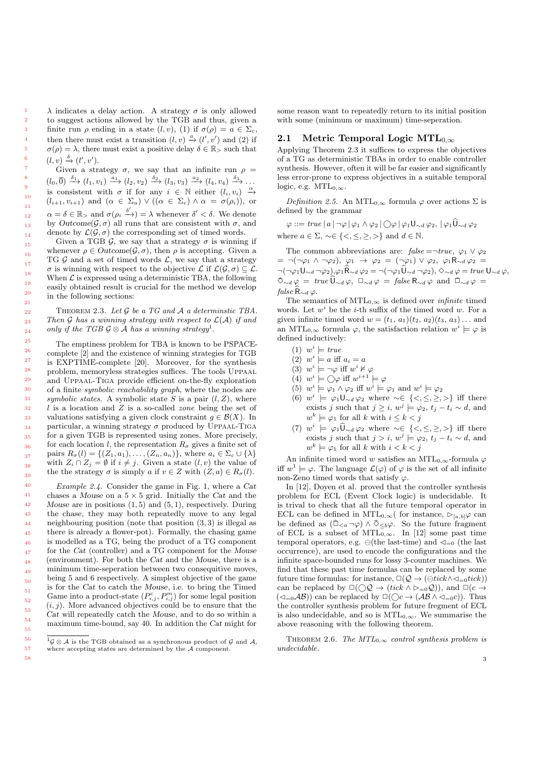$\lambda$ indicates a delay action. A strategy $\sigma$ is only allowed to suggest actions allowed by the TGB and thus, given a finite run $\rho$ ending in a state $(l, v)$, (1) if $\sigma(\rho) = a \in \Sigma_c$, then there must exist a transition $(l, v) \xrightarrow{a} (l', v')$ and (2) if $\sigma(\rho) = \lambda$, there must exist a positive delay $\delta \in \mathbb{R}_>$ such that $(l, v) \xrightarrow{\delta} (l', v')$.

Given a strategy $\sigma$, we say that an infinite run $\rho = (l_0, \overline{0}) \xrightarrow{\delta_1} (l_1, v_1) \xrightarrow{a_1} (l_2, v_2) \xrightarrow{\delta_2} (l_3, v_3) \xrightarrow{a_2} (l_4, v_4) \xrightarrow{\delta_3} \ldots$ is consistent with $\sigma$ if for any $i \in \mathbb{N}$ either $(l_i, v_i) \xrightarrow{\alpha} (l_{i+1}, v_{i+1})$ and $(\alpha \in \Sigma_u) \vee ((\alpha \in \Sigma_c) \wedge \alpha = \sigma(\rho_i))$, or $\alpha = \delta \in \mathbb{R}_>$ and $\sigma(\rho_i \xrightarrow{\delta'}) = \lambda$ whenever $\delta' < \delta$. We denote by $Outcome(\mathcal{G}, \sigma)$ all runs that are consistent with $\sigma$, and denote by $\mathcal{L}(\mathcal{G}, \sigma)$ the corresponding set of timed words.

Given a TGB $\mathcal{G}$, we say that a strategy $\sigma$ is winning if whenever $\rho \in Outcome(\mathcal{G}, \sigma)$, then $\rho$ is accepting. Given a TG $\mathcal{G}$ and a set of timed words $\mathcal{L}$, we say that a strategy $\sigma$ is winning with respect to the objective $\mathcal{L}$ if $\mathcal{L}(\mathcal{G}, \sigma) \subseteq \mathcal{L}$. When $\mathcal{L}$ is expressed using a deterministic TBA, the following easily obtained result is crucial for the method we develop in the following sections:

Theorem 2.3. *Let $\mathcal{G}$ be a TG and $\mathcal{A}$ a determinstic TBA. Then $\mathcal{G}$ has a winning strategy with respect to $\mathcal{L}(\mathcal{A})$ if and only if the TGB $\mathcal{G} \otimes \mathcal{A}$ has a winning strategy*[1].

The emptiness problem for TBA is known to be PSPACE-complete [2] and the existence of winning strategies for TGB is EXPTIME-complete [20]. Moreover, for the synthesis problem, memoryless strategies suffices. The tools Uppaal and Uppaal-Tiga provide efficient on-the-fly exploration of a finite *symbolic reachability graph*, where the nodes are *symbolic states*. A symbolic state $S$ is a pair $(l, Z)$, where $l$ is a location and $Z$ is a so-called *zone* being the set of valuations satisfying a given clock constraint $g \in \mathcal{B}(X)$. In particular, a winning strategy $\sigma$ produced by Uppaal-Tiga for a given TGB is represented using zones. More precisely, for each location $l$, the representation $R_\sigma$ gives a finite set of pairs $R_\sigma(l) = \{(Z_1, a_1), \ldots, (Z_n, a_n)\}$, where $a_i \in \Sigma_c \cup \{\lambda\}$ with $Z_i \cap Z_j = \emptyset$ if $i \neq j$. Given a state $(l, v)$ the value of the the strategy $\sigma$ is simply $a$ if $v \in Z$ with $(Z, a) \in R_\sigma(l)$.

*Example 2.4.* Consider the game in Fig. 1, where a *Cat* chases a *Mouse* on a $5 \times 5$ grid. Initially the *Cat* and the *Mouse* are in positions $(1, 5)$ and $(5, 1)$, respectively. During the chase, they may both repeatedly move to any legal neighbouring position (note that position $(3, 3)$ is illegal as there is already a flower-pot). Formally, the chasing game is modelled as a TG, being the product of a TG component for the *Cat* (controller) and a TG component for the *Mouse* (environment). For both the *Cat* and the *Mouse*, there is a minimum time-seperation between two consecutive moves, being 5 and 6 respectively. A simplest objective of the game is for the *Cat* to catch the *Mouse*, i.e. to bring the Timed Game into a product-state $(P^c_{i,j}, P^m_{i,j})$ for some legal position $(i, j)$. More advanced objectives could be to ensure that the *Cat* will repeatedly catch the *Mouse*, and to do so within a maximum time-bound, say 40. In addition the *Cat* might for some reason want to repeatedly return to its initial position with some (minimum or maximum) time-seperation.

[1] $\mathcal{G} \otimes \mathcal{A}$ is the TGB obtained as a synchronous product of $\mathcal{G}$ and $\mathcal{A}$, where accepting states are determined by the $\mathcal{A}$ component.

## 2.1 Metric Temporal Logic $\text{MTL}_{0,\infty}$

Applying Theorem 2.3 it suffices to express the objectives of a TG as deterministic TBAs in order to enable controller synthesis. However, often it will be far easier and significantly less error-prone to express objectives in a suitable temporal logic, e.g. $\text{MTL}_{0,\infty}$.

*Definition 2.5.* An $\text{MTL}_{0,\infty}$ formula $\varphi$ over actions $\Sigma$ is defined by the grammar

$$\varphi ::= \mathit{true} \mid a \mid \neg\varphi \mid \varphi_1 \wedge \varphi_2 \mid \bigcirc\varphi \mid \varphi_1 \mathsf{U}_{\sim d}\, \varphi_2, \mid \varphi_1 \widehat{\mathsf{U}}_{\sim d}\, \varphi_2$$

where $a \in \Sigma$, $\sim \in \{<, \leq, \geq, >\}$ and $d \in \mathbb{N}$.

The common abbreviations are: $\mathit{false} = \neg\mathit{true}$, $\varphi_1 \vee \varphi_2 = \neg(\neg\varphi_1 \wedge \neg\varphi_2)$, $\varphi_1 \to \varphi_2 = (\neg\varphi_1) \vee \varphi_2$, $\varphi_1 \mathsf{R}_{\sim d}\, \varphi_2 = \neg(\neg\varphi_1 \mathsf{U}_{\sim d} \neg\varphi_2)$, $\varphi_1 \widehat{\mathsf{R}}_{\sim d}\, \varphi_2 = \neg(\neg\varphi_1 \widehat{\mathsf{U}}_{\sim d} \neg\varphi_2)$, $\Diamond_{\sim d}\, \varphi = \mathit{true}\, \mathsf{U}_{\sim d}\, \varphi$, $\widehat{\Diamond}_{\sim d}\, \varphi = \mathit{true}\, \widehat{\mathsf{U}}_{\sim d}\, \varphi$, $\Box_{\sim d}\, \varphi = \mathit{false}\, \mathsf{R}_{\sim d}\, \varphi$ and $\widehat{\Box}_{\sim d}\, \varphi = \mathit{false}\, \widehat{\mathsf{R}}_{\sim d}\, \varphi$.

The semantics of $\text{MTL}_{0,\infty}$ is defined over *infinite* timed words. Let $w^i$ be the $i$-th suffix of the timed word $w$. For a given infinite timed word $w = (t_1, a_1)(t_2, a_2)(t_3, a_3)\ldots$ and an $\text{MTL}_{0,\infty}$ formula $\varphi$, the satisfaction relation $w^i \models \varphi$ is defined inductively:

1. $w^i \models \mathit{true}$
2. $w^i \models a$ iff $a_i = a$
3. $w^i \models \neg\varphi$ iff $w^i \not\models \varphi$
4. $w^i \models \bigcirc\varphi$ iff $w^{i+1} \models \varphi$
5. $w^i \models \varphi_1 \wedge \varphi_2$ iff $w^i \models \varphi_1$ and $w^i \models \varphi_2$
6. $w^i \models \varphi_1 \mathsf{U}_{\sim d}\, \varphi_2$ where $\sim \in \{<, \leq, \geq, >\}$ iff there exists $j$ such that $j \geq i$, $w^j \models \varphi_2$, $t_j - t_i \sim d$, and $w^k \models \varphi_1$ for all $k$ with $i \leq k < j$
7. $w^i \models \varphi_1 \widehat{\mathsf{U}}_{\sim d}\, \varphi_2$ where $\sim \in \{<, \leq, \geq, >\}$ iff there exists $j$ such that $j > i$, $w^j \models \varphi_2$, $t_j - t_i \sim d$, and $w^k \models \varphi_1$ for all $k$ with $i < k < j$

An infinite timed word $w$ satisfies an $\text{MTL}_{0,\infty}$-formula $\varphi$ iff $w^1 \models \varphi$. The language $\mathcal{L}(\varphi)$ of $\varphi$ is the set of all infinite non-Zeno timed words that satisfy $\varphi$.

In [12], Doyen et al. proved that the controller synthesis problem for ECL (Event Clock logic) is undecidable. It is trival to check that all the future temporal operator in ECL can be defined in $\text{MTL}_{0,\infty}$( for instance, $\rhd_{[a,b]}\varphi$ can be defined as $(\widehat{\Box}_{<a} \neg\varphi) \wedge \widehat{\Diamond}_{\leq b}\varphi$. So the future fragment of ECL is a subset of $\text{MTL}_{0,\infty}$. In [12] some past time temporal operators, e.g. $\ominus$(the last-time) and $\lhd_{=0}$ (the last occurrence), are used to encode the configurations and the infinite space-bounded runs for lossy 3-counter machines. We find that these past time formulas can be replaced by some future time formulas: for instance, $\Box(\mathcal{Q} \to (\ominus tick \wedge \lhd_{=0} tick))$ can be replaced by $\Box(\bigcirc\mathcal{Q} \to (tick \wedge \rhd_{=0}\mathcal{Q}))$, and $\Box(c \to (\lhd_{=0}\mathcal{AB}))$ can be replaced by $\Box(\bigcirc c \to (\mathcal{AB} \wedge \lhd_{=0} c))$. Thus the controller synthesis problem for future fregment of ECL is also undecidable, and so is $\text{MTL}_{0,\infty}$. We summarise the above reasoning with the following theorem.

Theorem 2.6. *The $\text{MTL}_{0,\infty}$ control synthesis problem is undecidable.*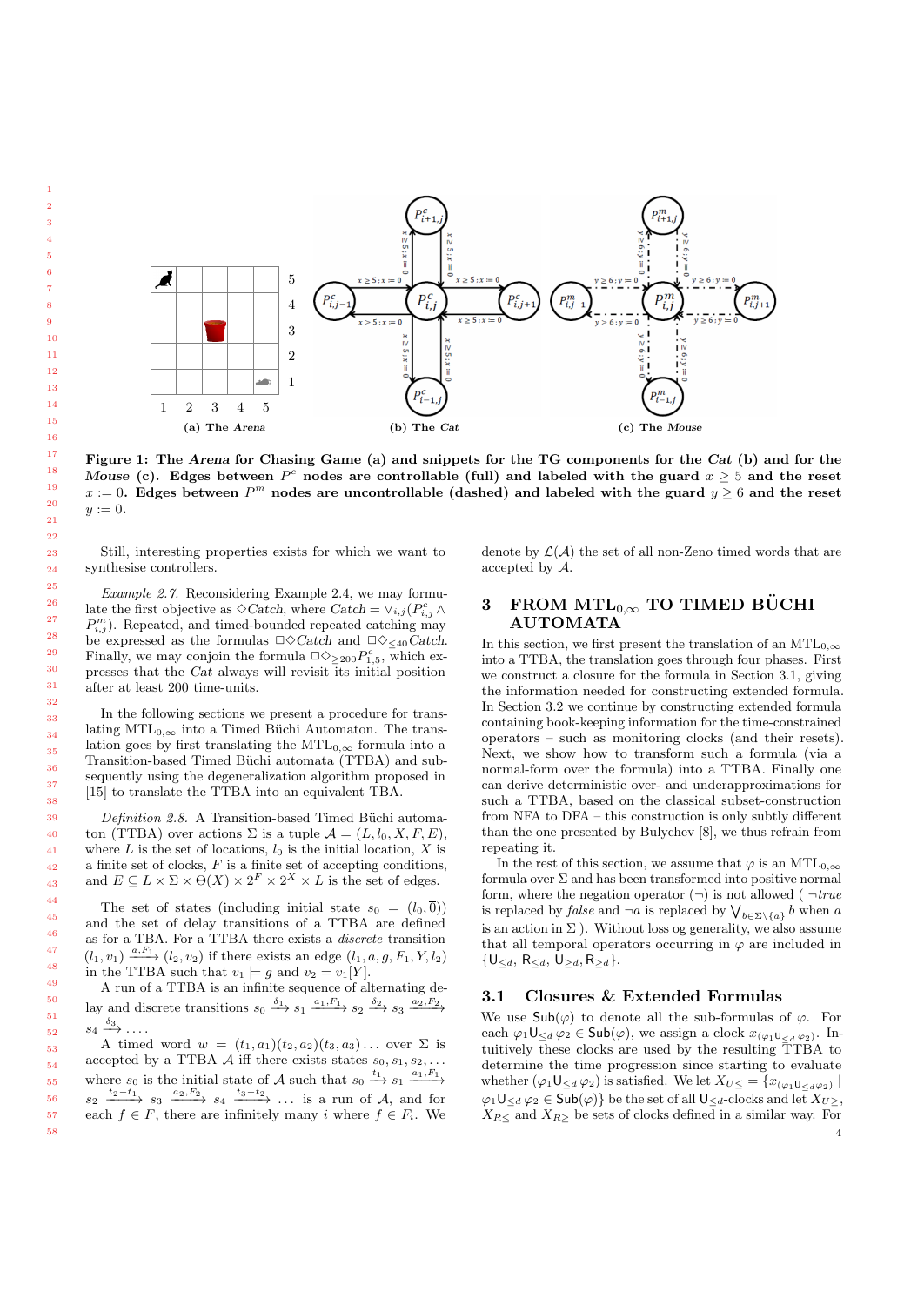**Figure 1: The *Arena* for Chasing Game (a) and snippets for the TG components for the *Cat* (b) and for the *Mouse* (c). Edges between $P^c$ nodes are controllable (full) and labeled with the guard $x \geq 5$ and the reset $x := 0$. Edges between $P^m$ nodes are uncontrollable (dashed) and labeled with the guard $y \geq 6$ and the reset $y := 0$.**

Still, interesting properties exists for which we want to synthesise controllers.

*Example 2.7.* Reconsidering Example 2.4, we may formulate the first objective as $\Diamond Catch$, where $Catch = \vee_{i,j}(P^c_{i,j} \wedge P^m_{i,j})$. Repeated, and timed-bounded repeated catching may be expressed as the formulas $\Box\Diamond Catch$ and $\Box\Diamond_{\leq 40} Catch$. Finally, we may conjoin the formula $\Box\Diamond_{\geq 200} P^c_{1,5}$, which expresses that the *Cat* always will revisit its initial position after at least 200 time-units.

In the following sections we present a procedure for translating $\text{MTL}_{0,\infty}$ into a Timed Büchi Automaton. The translation goes by first translating the $\text{MTL}_{0,\infty}$ formula into a Transition-based Timed Büchi automata (TTBA) and subsequently using the degeneralization algorithm proposed in [15] to translate the TTBA into an equivalent TBA.

*Definition 2.8.* A Transition-based Timed Büchi automaton (TTBA) over actions $\Sigma$ is a tuple $\mathcal{A} = (L, l_0, X, F, E)$, where $L$ is the set of locations, $l_0$ is the initial location, $X$ is a finite set of clocks, $F$ is a finite set of accepting conditions, and $E \subseteq L \times \Sigma \times \Theta(X) \times 2^F \times 2^X \times L$ is the set of edges.

The set of states (including initial state $s_0 = (l_0, \overline{0})$) and the set of delay transitions of a TTBA are defined as for a TBA. For a TTBA there exists a *discrete* transition $(l_1, v_1) \xrightarrow{a, F_1} (l_2, v_2)$ if there exists an edge $(l_1, a, g, F_1, Y, l_2)$ in the TTBA such that $v_1 \models g$ and $v_2 = v_1[Y]$.

A run of a TTBA is an infinite sequence of alternating delay and discrete transitions $s_0 \xrightarrow{\delta_1} s_1 \xrightarrow{a_1, F_1} s_2 \xrightarrow{\delta_2} s_3 \xrightarrow{a_2, F_2} s_4 \xrightarrow{\delta_3} \ldots$.

A timed word $w = (t_1, a_1)(t_2, a_2)(t_3, a_3)\ldots$ over $\Sigma$ is accepted by a TTBA $\mathcal{A}$ iff there exists states $s_0, s_1, s_2, \ldots$ where $s_0$ is the initial state of $\mathcal{A}$ such that $s_0 \xrightarrow{t_1} s_1 \xrightarrow{a_1, F_1} s_2 \xrightarrow{t_2 - t_1} s_3 \xrightarrow{a_2, F_2} s_4 \xrightarrow{t_3 - t_2} \ldots$ is a run of $\mathcal{A}$, and for each $f \in F$, there are infinitely many $i$ where $f \in F_i$. We denote by $\mathcal{L}(\mathcal{A})$ the set of all non-Zeno timed words that are accepted by $\mathcal{A}$.

# 3 FROM $\text{MTL}_{0,\infty}$ TO TIMED BÜCHI AUTOMATA

In this section, we first present the translation of an $\text{MTL}_{0,\infty}$ into a TTBA, the translation goes through four phases. First we construct a closure for the formula in Section 3.1, giving the information needed for constructing extended formula. In Section 3.2 we continue by constructing extended formula containing book-keeping information for the time-constrained operators – such as monitoring clocks (and their resets). Next, we show how to transform such a formula (via a normal-form over the formula) into a TTBA. Finally one can derive deterministic over- and underapproximations for such a TTBA, based on the classical subset-construction from NFA to DFA – this construction is only subtly different than the one presented by Bulychev [8], we thus refrain from repeating it.

In the rest of this section, we assume that $\varphi$ is an $\text{MTL}_{0,\infty}$ formula over $\Sigma$ and has been transformed into positive normal form, where the negation operator ($\neg$) is not allowed ( $\neg true$ is replaced by $false$ and $\neg a$ is replaced by $\bigvee_{b \in \Sigma \setminus \{a\}} b$ when $a$ is an action in $\Sigma$ ). Without loss og generality, we also assume that all temporal operators occurring in $\varphi$ are included in $\{\mathsf{U}_{\leq d}, \mathsf{R}_{\leq d}, \mathsf{U}_{\geq d}, \mathsf{R}_{\geq d}\}$.

## 3.1 Closures & Extended Formulas

We use $\mathsf{Sub}(\varphi)$ to denote all the sub-formulas of $\varphi$. For each $\varphi_1 \mathsf{U}_{\leq d} \varphi_2 \in \mathsf{Sub}(\varphi)$, we assign a clock $x_{(\varphi_1 \mathsf{U}_{\leq d} \varphi_2)}$. Intuitively these clocks are used by the resulting TTBA to determine the time progression since starting to evaluate whether $(\varphi_1 \mathsf{U}_{\leq d} \varphi_2)$ is satisfied. We let $X_{U\leq} = \{x_{(\varphi_1 \mathsf{U}_{\leq d} \varphi_2)} \mid \varphi_1 \mathsf{U}_{\leq d} \varphi_2 \in \mathsf{Sub}(\varphi)\}$ be the set of all $\mathsf{U}_{\leq d}$-clocks and let $X_{U\geq}$, $X_{R\leq}$ and $X_{R\geq}$ be sets of clocks defined in a similar way. For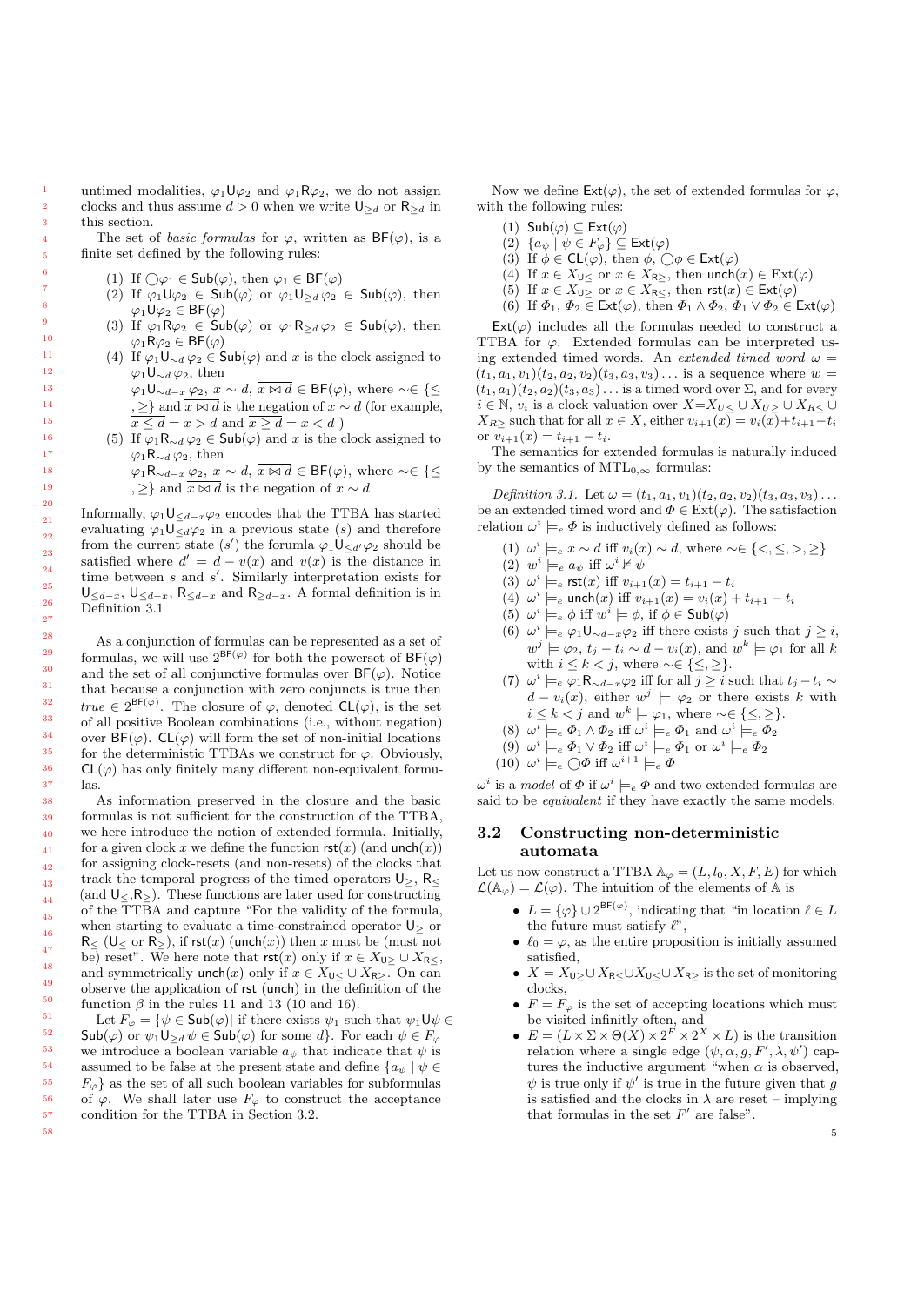untimed modalities, $\varphi_1 \mathsf{U} \varphi_2$ and $\varphi_1 \mathsf{R} \varphi_2$, we do not assign clocks and thus assume $d > 0$ when we write $\mathsf{U}_{\geq d}$ or $\mathsf{R}_{\geq d}$ in this section.

The set of *basic formulas* for $\varphi$, written as $\mathsf{BF}(\varphi)$, is a finite set defined by the following rules:

(1) If $\bigcirc\varphi_1 \in \mathsf{Sub}(\varphi)$, then $\varphi_1 \in \mathsf{BF}(\varphi)$
(2) If $\varphi_1 \mathsf{U} \varphi_2 \in \mathsf{Sub}(\varphi)$ or $\varphi_1 \mathsf{U}_{\geq d} \varphi_2 \in \mathsf{Sub}(\varphi)$, then $\varphi_1 \mathsf{U} \varphi_2 \in \mathsf{BF}(\varphi)$
(3) If $\varphi_1 \mathsf{R} \varphi_2 \in \mathsf{Sub}(\varphi)$ or $\varphi_1 \mathsf{R}_{\geq d} \varphi_2 \in \mathsf{Sub}(\varphi)$, then $\varphi_1 \mathsf{R} \varphi_2 \in \mathsf{BF}(\varphi)$
(4) If $\varphi_1 \mathsf{U}_{\sim d} \varphi_2 \in \mathsf{Sub}(\varphi)$ and $x$ is the clock assigned to $\varphi_1 \mathsf{U}_{\sim d} \varphi_2$, then $\varphi_1 \mathsf{U}_{\sim d-x} \varphi_2$, $x \sim d$, $\overline{x \bowtie d} \in \mathsf{BF}(\varphi)$, where $\sim \in \{\leq, \geq\}$ and $\overline{x \bowtie d}$ is the negation of $x \sim d$ (for example, $\overline{x \leq d} = x > d$ and $\overline{x \geq d} = x < d$ )
(5) If $\varphi_1 \mathsf{R}_{\sim d} \varphi_2 \in \mathsf{Sub}(\varphi)$ and $x$ is the clock assigned to $\varphi_1 \mathsf{R}_{\sim d} \varphi_2$, then $\varphi_1 \mathsf{R}_{\sim d-x} \varphi_2$, $x \sim d$, $\overline{x \bowtie d} \in \mathsf{BF}(\varphi)$, where $\sim \in \{\leq, \geq\}$ and $\overline{x \bowtie d}$ is the negation of $x \sim d$

Informally, $\varphi_1 \mathsf{U}_{\leq d-x} \varphi_2$ encodes that the TTBA has started evaluating $\varphi_1 \mathsf{U}_{\leq d} \varphi_2$ in a previous state ($s$) and therefore from the current state ($s'$) the forumla $\varphi_1 \mathsf{U}_{\leq d'} \varphi_2$ should be satisfied where $d' = d - v(x)$ and $v(x)$ is the distance in time between $s$ and $s'$. Similarly interpretation exists for $\mathsf{U}_{\leq d-x}$, $\mathsf{U}_{\leq d-x}$, $\mathsf{R}_{\leq d-x}$ and $\mathsf{R}_{\geq d-x}$. A formal definition is in Definition 3.1

As a conjunction of formulas can be represented as a set of formulas, we will use $2^{\mathsf{BF}(\varphi)}$ for both the powerset of $\mathsf{BF}(\varphi)$ and the set of all conjunctive formulas over $\mathsf{BF}(\varphi)$. Notice that because a conjunction with zero conjuncts is true then $true \in 2^{\mathsf{BF}(\varphi)}$. The closure of $\varphi$, denoted $\mathsf{CL}(\varphi)$, is the set of all positive Boolean combinations (i.e., without negation) over $\mathsf{BF}(\varphi)$. $\mathsf{CL}(\varphi)$ will form the set of non-initial locations for the deterministic TTBAs we construct for $\varphi$. Obviously, $\mathsf{CL}(\varphi)$ has only finitely many different non-equivalent formulas.

As information preserved in the closure and the basic formulas is not sufficient for the construction of the TTBA, we here introduce the notion of extended formula. Initially, for a given clock $x$ we define the function $\mathsf{rst}(x)$ (and $\mathsf{unch}(x)$) for assigning clock-resets (and non-resets) of the clocks that track the temporal progress of the timed operators $\mathsf{U}_{\geq}$, $\mathsf{R}_{\leq}$ (and $\mathsf{U}_{\leq}$,$\mathsf{R}_{\geq}$). These functions are later used for constructing of the TTBA and capture "For the validity of the formula, when starting to evaluate a time-constrained operator $\mathsf{U}_{\geq}$ or $\mathsf{R}_{\leq}$ ($\mathsf{U}_{\leq}$ or $\mathsf{R}_{\geq}$), if $\mathsf{rst}(x)$ ($\mathsf{unch}(x)$) then $x$ must be (must not be) reset". We here note that $\mathsf{rst}(x)$ only if $x \in X_{\mathsf{U}\geq} \cup X_{\mathsf{R}\leq}$, and symmetrically $\mathsf{unch}(x)$ only if $x \in X_{\mathsf{U}\leq} \cup X_{\mathsf{R}\geq}$. On can observe the application of $\mathsf{rst}$ ($\mathsf{unch}$) in the definition of the function $\beta$ in the rules 11 and 13 (10 and 16).

Let $F_\varphi = \{\psi \in \mathsf{Sub}(\varphi) |$ if there exists $\psi_1$ such that $\psi_1 \mathsf{U} \psi \in \mathsf{Sub}(\varphi)$ or $\psi_1 \mathsf{U}_{\geq d} \psi \in \mathsf{Sub}(\varphi)$ for some $d\}$. For each $\psi \in F_\varphi$ we introduce a boolean variable $a_\psi$ that indicate that $\psi$ is assumed to be false at the present state and define $\{a_\psi \mid \psi \in F_\varphi\}$ as the set of all such boolean variables for subformulas of $\varphi$. We shall later use $F_\varphi$ to construct the acceptance condition for the TTBA in Section 3.2.

Now we define $\mathsf{Ext}(\varphi)$, the set of extended formulas for $\varphi$, with the following rules:

(1) $\mathsf{Sub}(\varphi) \subseteq \mathsf{Ext}(\varphi)$
(2) $\{a_\psi \mid \psi \in F_\varphi\} \subseteq \mathsf{Ext}(\varphi)$
(3) If $\phi \in \mathsf{CL}(\varphi)$, then $\phi$, $\bigcirc\phi \in \mathsf{Ext}(\varphi)$
(4) If $x \in X_{\mathsf{U}\leq}$ or $x \in X_{\mathsf{R}\geq}$, then $\mathsf{unch}(x) \in \mathrm{Ext}(\varphi)$
(5) If $x \in X_{\mathsf{U}\geq}$ or $x \in X_{\mathsf{R}\leq}$, then $\mathsf{rst}(x) \in \mathsf{Ext}(\varphi)$
(6) If $\Phi_1$, $\Phi_2 \in \mathsf{Ext}(\varphi)$, then $\Phi_1 \wedge \Phi_2$, $\Phi_1 \vee \Phi_2 \in \mathsf{Ext}(\varphi)$

$\mathsf{Ext}(\varphi)$ includes all the formulas needed to construct a TTBA for $\varphi$. Extended formulas can be interpreted using extended timed words. An *extended timed word* $\omega = (t_1, a_1, v_1)(t_2, a_2, v_2)(t_3, a_3, v_3)\ldots$ is a sequence where $w = (t_1, a_1)(t_2, a_2)(t_3, a_3)\ldots$ is a timed word over $\Sigma$, and for every $i \in \mathbb{N}$, $v_i$ is a clock valuation over $X = X_{U\leq} \cup X_{U\geq} \cup X_{R\leq} \cup X_{R\geq}$ such that for all $x \in X$, either $v_{i+1}(x) = v_i(x) + t_{i+1} - t_i$ or $v_{i+1}(x) = t_{i+1} - t_i$.

The semantics for extended formulas is naturally induced by the semantics of $\mathrm{MTL}_{0,\infty}$ formulas:

*Definition 3.1.* Let $\omega = (t_1, a_1, v_1)(t_2, a_2, v_2)(t_3, a_3, v_3)\ldots$ be an extended timed word and $\Phi \in \mathrm{Ext}(\varphi)$. The satisfaction relation $\omega^i \models_e \Phi$ is inductively defined as follows:

(1) $\omega^i \models_e x \sim d$ iff $v_i(x) \sim d$, where $\sim \in \{<, \leq, >, \geq\}$
(2) $w^i \models_e a_\psi$ iff $\omega^i \not\models \psi$
(3) $\omega^i \models_e \mathsf{rst}(x)$ iff $v_{i+1}(x) = t_{i+1} - t_i$
(4) $\omega^i \models_e \mathsf{unch}(x)$ iff $v_{i+1}(x) = v_i(x) + t_{i+1} - t_i$
(5) $\omega^i \models_e \phi$ iff $w^i \models \phi$, if $\phi \in \mathsf{Sub}(\varphi)$
(6) $\omega^i \models_e \varphi_1 \mathsf{U}_{\sim d-x} \varphi_2$ iff there exists $j$ such that $j \geq i$, $w^j \models \varphi_2$, $t_j - t_i \sim d - v_i(x)$, and $w^k \models \varphi_1$ for all $k$ with $i \leq k < j$, where $\sim \in \{\leq, \geq\}$.
(7) $\omega^i \models_e \varphi_1 \mathsf{R}_{\sim d-x} \varphi_2$ iff for all $j \geq i$ such that $t_j - t_i \sim d - v_i(x)$, either $w^j \models \varphi_2$ or there exists $k$ with $i \leq k < j$ and $w^k \models \varphi_1$, where $\sim \in \{\leq, \geq\}$.
(8) $\omega^i \models_e \Phi_1 \wedge \Phi_2$ iff $\omega^i \models_e \Phi_1$ and $\omega^i \models_e \Phi_2$
(9) $\omega^i \models_e \Phi_1 \vee \Phi_2$ iff $\omega^i \models_e \Phi_1$ or $\omega^i \models_e \Phi_2$
(10) $\omega^i \models_e \bigcirc\Phi$ iff $\omega^{i+1} \models_e \Phi$

$\omega^i$ is a *model* of $\Phi$ if $\omega^i \models_e \Phi$ and two extended formulas are said to be *equivalent* if they have exactly the same models.

## 3.2 Constructing non-deterministic automata

Let us now construct a TTBA $\mathbb{A}_\varphi = (L, l_0, X, F, E)$ for which $\mathcal{L}(\mathbb{A}_\varphi) = \mathcal{L}(\varphi)$. The intuition of the elements of $\mathbb{A}$ is

- $L = \{\varphi\} \cup 2^{\mathsf{BF}(\varphi)}$, indicating that "in location $\ell \in L$ the future must satisfy $\ell$",
- $\ell_0 = \varphi$, as the entire proposition is initially assumed satisfied,
- $X = X_{\mathsf{U}\geq} \cup X_{\mathsf{R}\leq} \cup X_{\mathsf{U}\leq} \cup X_{\mathsf{R}\geq}$ is the set of monitoring clocks,
- $F = F_\varphi$ is the set of accepting locations which must be visited infinitly often, and
- $E = (L \times \Sigma \times \Theta(X) \times 2^F \times 2^X \times L)$ is the transition relation where a single edge $(\psi, \alpha, g, F', \lambda, \psi')$ captures the inductive argument "when $\alpha$ is observed, $\psi$ is true only if $\psi'$ is true in the future given that $g$ is satisfied and the clocks in $\lambda$ are reset – implying that formulas in the set $F'$ are false".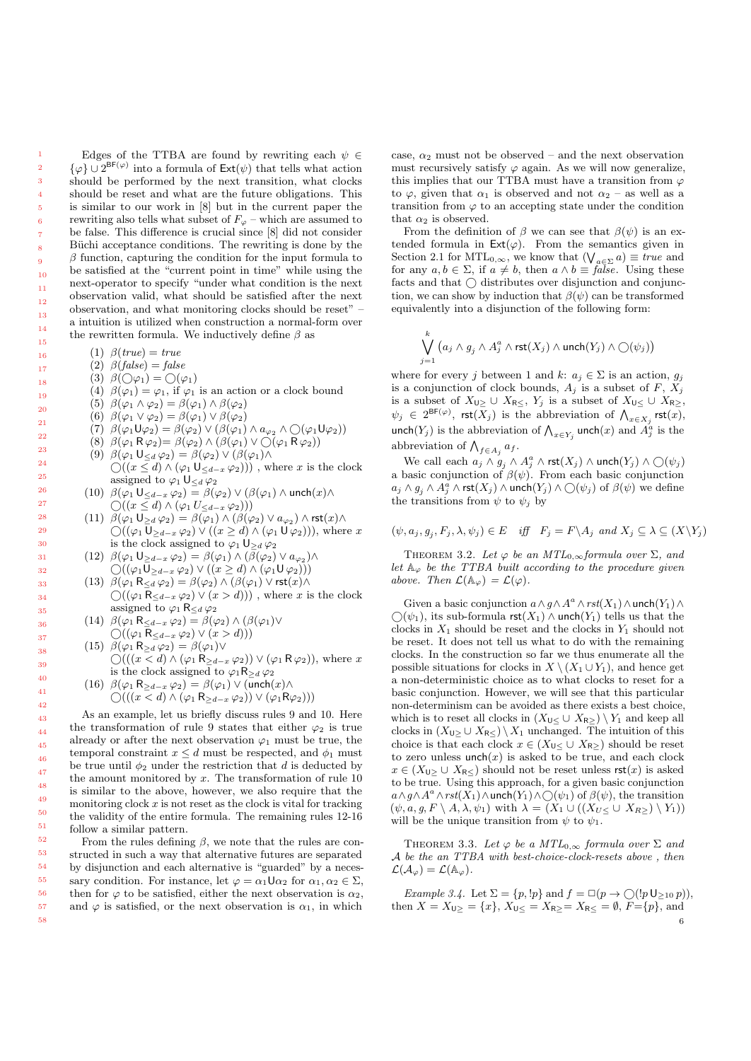Edges of the TTBA are found by rewriting each $\psi \in \{\varphi\} \cup 2^{\mathsf{BF}(\varphi)}$ into a formula of $\mathsf{Ext}(\psi)$ that tells what action should be performed by the next transition, what clocks should be reset and what are the future obligations. This is similar to our work in [8] but in the current paper the rewriting also tells what subset of $F_\varphi$ – which are assumed to be false. This difference is crucial since [8] did not consider Büchi acceptance conditions. The rewriting is done by the $\beta$ function, capturing the condition for the input formula to be satisfied at the "current point in time" while using the next-operator to specify "under what condition is the next observation valid, what should be satisfied after the next observation, and what monitoring clocks should be reset" – a intuition is utilized when construction a normal-form over the rewritten formula. We inductively define $\beta$ as

(1) $\beta(true) = true$
(2) $\beta(false) = false$
(3) $\beta(\bigcirc\varphi_1) = \bigcirc(\varphi_1)$
(4) $\beta(\varphi_1) = \varphi_1$, if $\varphi_1$ is an action or a clock bound
(5) $\beta(\varphi_1 \wedge \varphi_2) = \beta(\varphi_1) \wedge \beta(\varphi_2)$
(6) $\beta(\varphi_1 \vee \varphi_2) = \beta(\varphi_1) \vee \beta(\varphi_2)$
(7) $\beta(\varphi_1 \mathsf{U} \varphi_2) = \beta(\varphi_2) \vee (\beta(\varphi_1) \wedge a_{\varphi_2} \wedge \bigcirc(\varphi_1 \mathsf{U} \varphi_2))$
(8) $\beta(\varphi_1 \,\mathsf{R}\, \varphi_2) = \beta(\varphi_2) \wedge (\beta(\varphi_1) \vee \bigcirc(\varphi_1 \,\mathsf{R}\, \varphi_2))$
(9) $\beta(\varphi_1 \mathsf{U}_{\leq d} \varphi_2) = \beta(\varphi_2) \vee (\beta(\varphi_1) \wedge \bigcirc((x \leq d) \wedge (\varphi_1 \mathsf{U}_{\leq d-x} \varphi_2)))$ , where $x$ is the clock assigned to $\varphi_1 \mathsf{U}_{\leq d} \varphi_2$
(10) $\beta(\varphi_1 \mathsf{U}_{\leq d-x} \varphi_2) = \beta(\varphi_2) \vee (\beta(\varphi_1) \wedge \mathsf{unch}(x) \wedge \bigcirc((x \leq d) \wedge (\varphi_1 U_{\leq d-x} \varphi_2)))$
(11) $\beta(\varphi_1 \mathsf{U}_{\geq d} \varphi_2) = \beta(\varphi_1) \wedge (\beta(\varphi_2) \vee a_{\varphi_2}) \wedge \mathsf{rst}(x) \wedge \bigcirc((\varphi_1 \mathsf{U}_{\geq d-x} \varphi_2) \vee ((x \geq d) \wedge (\varphi_1 \mathsf{U} \varphi_2)))$, where $x$ is the clock assigned to $\varphi_1 \mathsf{U}_{\geq d} \varphi_2$
(12) $\beta(\varphi_1 \mathsf{U}_{\geq d-x} \varphi_2) = \beta(\varphi_1) \wedge (\beta(\varphi_2) \vee a_{\varphi_2}) \wedge \bigcirc((\varphi_1 \mathsf{U}_{\geq d-x} \varphi_2) \vee ((x \geq d) \wedge (\varphi_1 \mathsf{U} \varphi_2)))$
(13) $\beta(\varphi_1 \,\mathsf{R}_{\leq d}\, \varphi_2) = \beta(\varphi_2) \wedge (\beta(\varphi_1) \vee \mathsf{rst}(x) \wedge \bigcirc((\varphi_1 \,\mathsf{R}_{\leq d-x}\, \varphi_2) \vee (x > d)))$ , where $x$ is the clock assigned to $\varphi_1 \,\mathsf{R}_{\leq d}\, \varphi_2$
(14) $\beta(\varphi_1 \,\mathsf{R}_{\leq d-x}\, \varphi_2) = \beta(\varphi_2) \wedge (\beta(\varphi_1) \vee \bigcirc((\varphi_1 \,\mathsf{R}_{\leq d-x}\, \varphi_2) \vee (x > d)))$
(15) $\beta(\varphi_1 \,\mathsf{R}_{\geq d}\, \varphi_2) = \beta(\varphi_1) \vee \bigcirc(((x < d) \wedge (\varphi_1 \,\mathsf{R}_{\geq d-x}\, \varphi_2)) \vee (\varphi_1 \,\mathsf{R}\, \varphi_2))$, where $x$ is the clock assigned to $\varphi_1 \mathsf{R}_{\geq d} \varphi_2$
(16) $\beta(\varphi_1 \,\mathsf{R}_{\geq d-x}\, \varphi_2) = \beta(\varphi_1) \vee (\mathsf{unch}(x) \wedge \bigcirc(((x < d) \wedge (\varphi_1 \,\mathsf{R}_{\geq d-x}\, \varphi_2)) \vee (\varphi_1 \mathsf{R} \varphi_2)))$

As an example, let us briefly discuss rules 9 and 10. Here the transformation of rule 9 states that either $\varphi_2$ is true already or after the next observation $\varphi_1$ must be true, the temporal constraint $x \leq d$ must be respected, and $\phi_1$ must be true until $\phi_2$ under the restriction that $d$ is deducted by the amount monitored by $x$. The transformation of rule 10 is similar to the above, however, we also require that the monitoring clock $x$ is not reset as the clock is vital for tracking the validity of the entire formula. The remaining rules 12-16 follow a similar pattern.

From the rules defining $\beta$, we note that the rules are constructed in such a way that alternative futures are separated by disjunction and each alternative is "guarded" by a necessary condition. For instance, let $\varphi = \alpha_1 \mathsf{U} \alpha_2$ for $\alpha_1, \alpha_2 \in \Sigma$, then for $\varphi$ to be satisfied, either the next observation is $\alpha_2$, and $\varphi$ is satisfied, or the next observation is $\alpha_1$, in which case, $\alpha_2$ must not be observed – and the next observation must recursively satisfy $\varphi$ again. As we will now generalize, this implies that our TTBA must have a transition from $\varphi$ to $\varphi$, given that $\alpha_1$ is observed and not $\alpha_2$ – as well as a transition from $\varphi$ to an accepting state under the condition that $\alpha_2$ is observed.

From the definition of $\beta$ we can see that $\beta(\psi)$ is an extended formula in $\mathsf{Ext}(\varphi)$. From the semantics given in Section 2.1 for $\mathrm{MTL}_{0,\infty}$, we know that $(\bigvee_{a\in\Sigma} a) \equiv true$ and for any $a, b \in \Sigma$, if $a \neq b$, then $a \wedge b \equiv false$. Using these facts and that $\bigcirc$ distributes over disjunction and conjunction, we can show by induction that $\beta(\psi)$ can be transformed equivalently into a disjunction of the following form:

$$\bigvee_{j=1}^{k} \left(a_j \wedge g_j \wedge A_j^a \wedge \mathsf{rst}(X_j) \wedge \mathsf{unch}(Y_j) \wedge \bigcirc(\psi_j)\right)$$

where for every $j$ between 1 and $k$: $a_j \in \Sigma$ is an action, $g_j$ is a conjunction of clock bounds, $A_j$ is a subset of $F$, $X_j$ is a subset of $X_{\mathsf{U}_{\geq}} \cup X_{\mathsf{R}_{\leq}}$, $Y_j$ is a subset of $X_{\mathsf{U}_{\leq}} \cup X_{\mathsf{R}_{\geq}}$, $\psi_j \in 2^{\mathsf{BF}(\varphi)}$, $\mathsf{rst}(X_j)$ is the abbreviation of $\bigwedge_{x \in X_j} \mathsf{rst}(x)$, $\mathsf{unch}(Y_j)$ is the abbreviation of $\bigwedge_{x\in Y_j} \mathsf{unch}(x)$ and $A_j^a$ is the abbreviation of $\bigwedge_{f\in A_j} a_f$.

We call each $a_j \wedge g_j \wedge A_j^a \wedge \mathsf{rst}(X_j) \wedge \mathsf{unch}(Y_j) \wedge \bigcirc(\psi_j)$ a basic conjunction of $\beta(\psi)$. From each basic conjunction $a_j \wedge g_j \wedge A_j^a \wedge \mathsf{rst}(X_j) \wedge \mathsf{unch}(Y_j) \wedge \bigcirc(\psi_j)$ of $\beta(\psi)$ we define the transitions from $\psi$ to $\psi_j$ by

$$(\psi, a_j, g_j, F_j, \lambda, \psi_j) \in E \quad \textit{iff} \quad F_j = F \backslash A_j \textit{ and } X_j \subseteq \lambda \subseteq (X \backslash Y_j)$$

THEOREM 3.2. *Let $\varphi$ be an $MTL_{0,\infty}$formula over $\Sigma$, and let $\mathbb{A}_\varphi$ be the TTBA built according to the procedure given above. Then $\mathcal{L}(\mathbb{A}_\varphi) = \mathcal{L}(\varphi)$.*

Given a basic conjunction $a \wedge g \wedge A^a \wedge rst(X_1) \wedge \mathsf{unch}(Y_1) \wedge \bigcirc(\psi_1)$, its sub-formula $\mathsf{rst}(X_1) \wedge \mathsf{unch}(Y_1)$ tells us that the clocks in $X_1$ should be reset and the clocks in $Y_1$ should not be reset. It does not tell us what to do with the remaining clocks. In the construction so far we thus enumerate all the possible situations for clocks in $X \setminus (X_1 \cup Y_1)$, and hence get a non-deterministic choice as to what clocks to reset for a basic conjunction. However, we will see that this particular non-determinism can be avoided as there exists a best choice, which is to reset all clocks in $(X_{\mathsf{U}_{\leq}} \cup X_{\mathsf{R}_{>}}) \setminus Y_1$ and keep all clocks in $(X_{\mathsf{U}_{\geq}} \cup X_{\mathsf{R}_{\leq}}) \setminus X_1$ unchanged. The intuition of this choice is that each clock $x \in (X_{\mathsf{U}_{\leq}} \cup X_{\mathsf{R}_{\geq}})$ should be reset to zero unless $\mathsf{unch}(x)$ is asked to be true, and each clock $x \in (X_{\mathsf{U}_{\geq}} \cup X_{\mathsf{R}_{\leq}})$ should not be reset unless $\mathsf{rst}(x)$ is asked to be true. Using this approach, for a given basic conjunction $a \wedge g \wedge A^a \wedge rst(X_1) \wedge \mathsf{unch}(Y_1) \wedge \bigcirc(\psi_1)$ of $\beta(\psi)$, the transition $(\psi, a, g, F \setminus A, \lambda, \psi_1)$ with $\lambda = (X_1 \cup ((X_{U \leq} \cup X_{R \geq}) \setminus Y_1))$ will be the unique transition from $\psi$ to $\psi_1$.

THEOREM 3.3. *Let $\varphi$ be a $MTL_{0,\infty}$ formula over $\Sigma$ and $\mathcal{A}$ be the an TTBA with best-choice-clock-resets above , then $\mathcal{L}(\mathcal{A}_\varphi) = \mathcal{L}(\mathbb{A}_\varphi)$.*

*Example 3.4.* Let $\Sigma = \{p, !p\}$ and $f = \Box(p \rightarrow \bigcirc(!p\, \mathsf{U}_{\geq 10}\, p))$, then $X = X_{\mathsf{U}_{\geq}} = \{x\}$, $X_{\mathsf{U}_{\leq}} = X_{\mathsf{R}_{\geq}} = X_{\mathsf{R}_{\leq}} = \emptyset$, $F = \{p\}$, and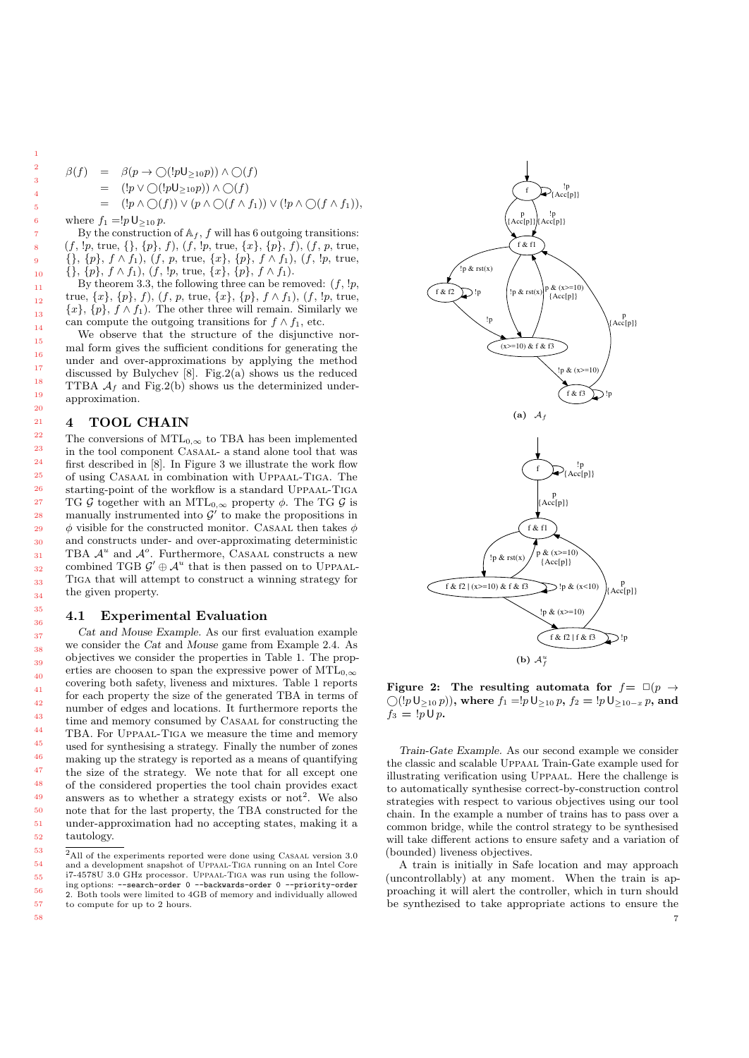$$
\begin{aligned}
\beta(f) &= \beta(p \rightarrow \bigcirc(!p \mathsf{U}_{\geq 10} p)) \wedge \bigcirc(f) \\
&= (!p \vee \bigcirc(!p \mathsf{U}_{\geq 10} p)) \wedge \bigcirc(f) \\
&= (!p \wedge \bigcirc(f)) \vee (p \wedge \bigcirc(f \wedge f_1)) \vee (!p \wedge \bigcirc(f \wedge f_1)),
\end{aligned}
$$

where $f_1 = !p \mathsf{U}_{\geq 10} p$.

By the construction of $\mathbb{A}_f$, $f$ will has 6 outgoing transitions: $(f, !p, \text{true}, \{\}, \{p\}, f)$, $(f, !p, \text{true}, \{x\}, \{p\}, f)$, $(f, p, \text{true}, \{\}, \{p\}, f \wedge f_1)$, $(f, p, \text{true}, \{x\}, \{p\}, f \wedge f_1)$, $(f, !p, \text{true}, \{\}, \{p\}, f \wedge f_1)$, $(f, !p, \text{true}, \{x\}, \{p\}, f \wedge f_1)$.

By theorem 3.3, the following three can be removed: $(f, !p, \text{true}, \{x\}, \{p\}, f)$, $(f, p, \text{true}, \{x\}, \{p\}, f \wedge f_1)$, $(f, !p, \text{true}, \{x\}, \{p\}, f \wedge f_1)$. The other three will remain. Similarly we can compute the outgoing transitions for $f \wedge f_1$, etc.

We observe that the structure of the disjunctive normal form gives the sufficient conditions for generating the under and over-approximations by applying the method discussed by Bulychev [8]. Fig.2(a) shows us the reduced TTBA $\mathcal{A}_f$ and Fig.2(b) shows us the determinized under-approximation.

## 4 TOOL CHAIN

The conversions of $\text{MTL}_{0,\infty}$ to TBA has been implemented in the tool component CASAAL- a stand alone tool that was first described in [8]. In Figure 3 we illustrate the work flow of using CASAAL in combination with UPPAAL-TIGA. The starting-point of the workflow is a standard UPPAAL-TIGA TG $\mathcal{G}$ together with an $\text{MTL}_{0,\infty}$ property $\phi$. The TG $\mathcal{G}$ is manually instrumented into $\mathcal{G}'$ to make the propositions in $\phi$ visible for the constructed monitor. CASAAL then takes $\phi$ and constructs under- and over-approximating deterministic TBA $\mathcal{A}^u$ and $\mathcal{A}^o$. Furthermore, CASAAL constructs a new combined TGB $\mathcal{G}' \oplus \mathcal{A}^u$ that is then passed on to UPPAAL-TIGA that will attempt to construct a winning strategy for the given property.

### 4.1 Experimental Evaluation

*Cat and Mouse Example.* As our first evaluation example we consider the *Cat* and *Mouse* game from Example 2.4. As objectives we consider the properties in Table 1. The properties are choosen to span the expressive power of $\text{MTL}_{0,\infty}$ covering both safety, liveness and mixtures. Table 1 reports for each property the size of the generated TBA in terms of number of edges and locations. It furthermore reports the time and memory consumed by CASAAL for constructing the TBA. For UPPAAL-TIGA we measure the time and memory used for synthesising a strategy. Finally the number of zones making up the strategy is reported as a means of quantifying the size of the strategy. We note that for all except one of the considered properties the tool chain provides exact answers as to whether a strategy exists or not[2]. We also note that for the last property, the TBA constructed for the under-approximation had no accepting states, making it a tautology.

[2] All of the experiments reported were done using CASAAL version 3.0 and a development snapshot of UPPAAL-TIGA running on an Intel Core i7-4578U 3.0 GHz processor. UPPAAL-TIGA was run using the following options: `--search-order 0 --backwards-order 0 --priority-order 2`. Both tools were limited to 4GB of memory and individually allowed to compute for up to 2 hours.

(a) $\mathcal{A}_f$

(b) $\mathcal{A}^u_f$

**Figure 2: The resulting automata for $f = \Box(p \rightarrow \bigcirc(!p \mathsf{U}_{\geq 10} p))$, where $f_1 = !p \mathsf{U}_{\geq 10} p$, $f_2 = !p \mathsf{U}_{\geq 10-x} p$, and $f_3 = !p \mathsf{U} p$.**

*Train-Gate Example.* As our second example we consider the classic and scalable UPPAAL Train-Gate example used for illustrating verification using UPPAAL. Here the challenge is to automatically synthesise correct-by-construction control strategies with respect to various objectives using our tool chain. In the example a number of trains has to pass over a common bridge, while the control strategy to be synthesised will take different actions to ensure safety and a variation of (bounded) liveness objectives.

A train is initially in Safe location and may approach (uncontrollably) at any moment. When the train is approaching it will alert the controller, which in turn should be synthezised to take appropriate actions to ensure the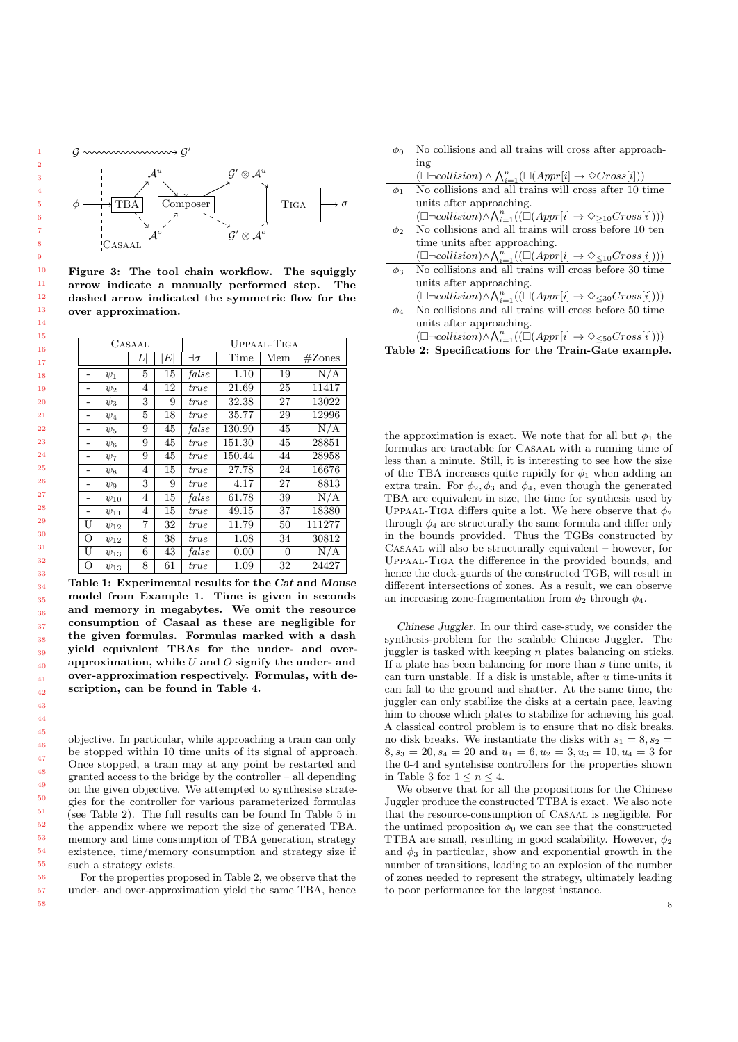Figure 3: The tool chain workflow. The squiggly arrow indicate a manually performed step. The dashed arrow indicated the symmetric flow for the over approximation.

| Casaal | | | | Uppaal-Tiga | | | |
|---|---|---|---|---|---|---|---|
| | | $\|L\|$ | $\|E\|$ | $\exists\sigma$ | Time | Mem | #Zones |
| - | $\psi_1$ | 5 | 15 | *false* | 1.10 | 19 | N/A |
| - | $\psi_2$ | 4 | 12 | *true* | 21.69 | 25 | 11417 |
| - | $\psi_3$ | 3 | 9 | *true* | 32.38 | 27 | 13022 |
| - | $\psi_4$ | 5 | 18 | *true* | 35.77 | 29 | 12996 |
| - | $\psi_5$ | 9 | 45 | *false* | 130.90 | 45 | N/A |
| - | $\psi_6$ | 9 | 45 | *true* | 151.30 | 45 | 28851 |
| - | $\psi_7$ | 9 | 45 | *true* | 150.44 | 44 | 28958 |
| - | $\psi_8$ | 4 | 15 | *true* | 27.78 | 24 | 16676 |
| - | $\psi_9$ | 3 | 9 | *true* | 4.17 | 27 | 8813 |
| - | $\psi_{10}$ | 4 | 15 | *false* | 61.78 | 39 | N/A |
| - | $\psi_{11}$ | 4 | 15 | *true* | 49.15 | 37 | 18380 |
| U | $\psi_{12}$ | 7 | 32 | *true* | 11.79 | 50 | 111277 |
| O | $\psi_{12}$ | 8 | 38 | *true* | 1.08 | 34 | 30812 |
| U | $\psi_{13}$ | 6 | 43 | *false* | 0.00 | 0 | N/A |
| O | $\psi_{13}$ | 8 | 61 | *true* | 1.09 | 32 | 24427 |

**Table 1: Experimental results for the *Cat* and *Mouse* model from Example 1. Time is given in seconds and memory in megabytes. We omit the resource consumption of Casaal as these are negligible for the given formulas. Formulas marked with a dash yield equivalent TBAs for the under- and over-approximation, while $U$ and $O$ signify the under- and over-approximation respectively. Formulas, with description, can be found in Table 4.**

objective. In particular, while approaching a train can only be stopped within 10 time units of its signal of approach. Once stopped, a train may at any point be restarted and granted access to the bridge by the controller – all depending on the given objective. We attempted to synthesise strategies for the controller for various parameterized formulas (see Table 2). The full results can be found In Table 5 in the appendix where we report the size of generated TBA, memory and time consumption of TBA generation, strategy existence, time/memory consumption and strategy size if such a strategy exists.

For the properties proposed in Table 2, we observe that the under- and over-approximation yield the same TBA, hence the approximation is exact. We note that for all but $\phi_1$ the formulas are tractable for Casaal with a running time of less than a minute. Still, it is interesting to see how the size of the TBA increases quite rapidly for $\phi_1$ when adding an extra train. For $\phi_2, \phi_3$ and $\phi_4$, even though the generated TBA are equivalent in size, the time for synthesis used by Uppaal-Tiga differs quite a lot. We here observe that $\phi_2$ through $\phi_4$ are structurally the same formula and differ only in the bounds provided. Thus the TGBs constructed by Casaal will also be structurally equivalent – however, for Uppaal-Tiga the difference in the provided bounds, and hence the clock-guards of the constructed TGB, will result in different intersections of zones. As a result, we can observe an increasing zone-fragmentation from $\phi_2$ through $\phi_4$.

| | |
|---|---|
| $\phi_0$ | No collisions and all trains will cross after approaching $(\Box\neg collision) \wedge \bigwedge_{i=1}^{n}(\Box(Appr[i] \rightarrow \Diamond Cross[i]))$ |
| $\phi_1$ | No collisions and all trains will cross after 10 time units after approaching. $(\Box\neg collision)\wedge\bigwedge_{i=1}^{n}((\Box(Appr[i] \rightarrow \Diamond_{\geq 10}Cross[i])))$ |
| $\phi_2$ | No collisions and all trains will cross before 10 ten time units after approaching. $(\Box\neg collision)\wedge\bigwedge_{i=1}^{n}((\Box(Appr[i] \rightarrow \Diamond_{\leq 10}Cross[i])))$ |
| $\phi_3$ | No collisions and all trains will cross before 30 time units after approaching. $(\Box\neg collision)\wedge\bigwedge_{i=1}^{n}((\Box(Appr[i] \rightarrow \Diamond_{\leq 30}Cross[i])))$ |
| $\phi_4$ | No collisions and all trains will cross before 50 time units after approaching. $(\Box\neg collision)\wedge\bigwedge_{i=1}^{n}((\Box(Appr[i] \rightarrow \Diamond_{\leq 50}Cross[i])))$ |

**Table 2: Specifications for the Train-Gate example.**

*Chinese Juggler.* In our third case-study, we consider the synthesis-problem for the scalable Chinese Juggler. The juggler is tasked with keeping $n$ plates balancing on sticks. If a plate has been balancing for more than $s$ time units, it can turn unstable. If a disk is unstable, after $u$ time-units it can fall to the ground and shatter. At the same time, the juggler can only stabilize the disks at a certain pace, leaving him to choose which plates to stabilize for achieving his goal. A classical control problem is to ensure that no disk breaks. no disk breaks. We instantiate the disks with $s_1 = 8, s_2 = 8, s_3 = 20, s_4 = 20$ and $u_1 = 6, u_2 = 3, u_3 = 10, u_4 = 3$ for the 0-4 and syntehsise controllers for the properties shown in Table 3 for $1 \leq n \leq 4$.

We observe that for all the propositions for the Chinese Juggler produce the constructed TTBA is exact. We also note that the resource-consumption of Casaal is negligible. For the untimed proposition $\phi_0$ we can see that the constructed TTBA are small, resulting in good scalability. However, $\phi_2$ and $\phi_3$ in particular, show and exponential growth in the number of transitions, leading to an explosion of the number of zones needed to represent the strategy, ultimately leading to poor performance for the largest instance.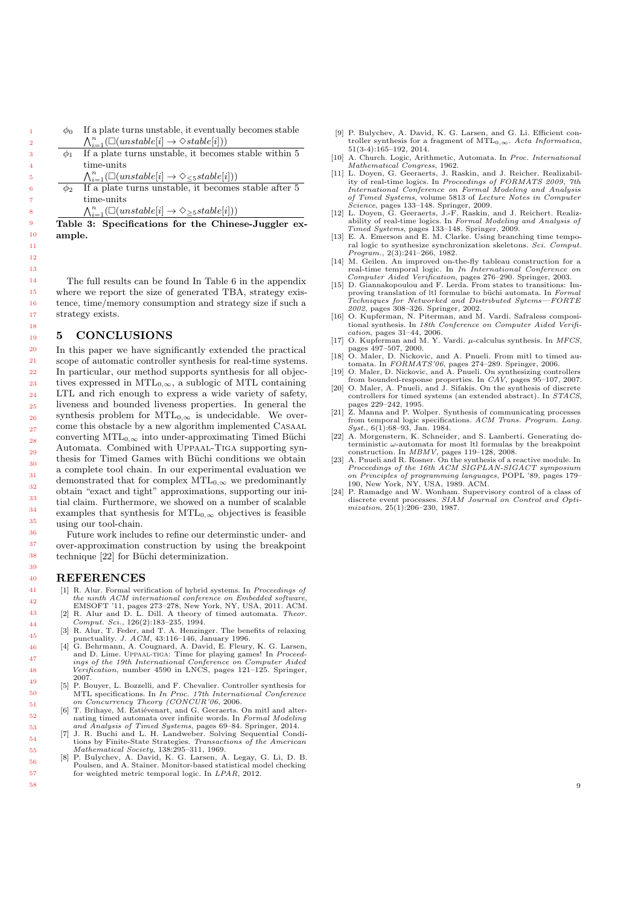| | |
|---|---|
| $\phi_0$ | If a plate turns unstable, it eventually becomes stable $\bigwedge_{i=1}^{n}(\Box(unstable[i] \rightarrow \Diamond stable[i]))$ |
| $\phi_1$ | If a plate turns unstable, it becomes stable within 5 time-units $\bigwedge_{i=1}^{n}(\Box(unstable[i] \rightarrow \Diamond_{\leq 5} stable[i]))$ |
| $\phi_2$ | If a plate turns unstable, it becomes stable after 5 time-units $\bigwedge_{i=1}^{n}(\Box(unstable[i] \rightarrow \Diamond_{\geq 5} stable[i]))$ |

**Table 3: Specifications for the Chinese-Juggler example.**

The full results can be found In Table 6 in the appendix where we report the size of generated TBA, strategy existence, time/memory consumption and strategy size if such a strategy exists.

## 5 CONCLUSIONS

In this paper we have significantly extended the practical scope of automatic controller synthesis for real-time systems. In particular, our method supports synthesis for all objectives expressed in $\mathrm{MTL}_{0,\infty}$, a sublogic of MTL containing LTL and rich enough to express a wide variety of safety, liveness and bounded liveness properties. In general the synthesis problem for $\mathrm{MTL}_{0,\infty}$ is undecidable. We overcome this obstacle by a new algorithm implemented Casaal converting $\mathrm{MTL}_{0,\infty}$ into under-approximating Timed Büchi Automata. Combined with Uppaal-Tiga supporting synthesis for Timed Games with Büchi conditions we obtain a complete tool chain. In our experimental evaluation we demonstrated that for complex $\mathrm{MTL}_{0,\infty}$ we predominantly obtain "exact and tight" approximations, supporting our initial claim. Furthermore, we showed on a number of scalable examples that synthesis for $\mathrm{MTL}_{0,\infty}$ objectives is feasible using our tool-chain.

Future work includes to refine our determinstic under- and over-approximation construction by using the breakpoint technique [22] for Büchi determinization.

## REFERENCES

[1] R. Alur. Formal verification of hybrid systems. In *Proceedings of the ninth ACM international conference on Embedded software*, EMSOFT '11, pages 273–278, New York, NY, USA, 2011. ACM.

[2] R. Alur and D. L. Dill. A theory of timed automata. *Theor. Comput. Sci.*, 126(2):183–235, 1994.

[3] R. Alur, T. Feder, and T. A. Henzinger. The benefits of relaxing punctuality. *J. ACM*, 43:116–146, January 1996.

[4] G. Behrmann, A. Cougnard, A. David, E. Fleury, K. G. Larsen, and D. Lime. Uppaal-tiga: Time for playing games! In *Proceedings of the 19th International Conference on Computer Aided Verification*, number 4590 in LNCS, pages 121–125. Springer, 2007.

[5] P. Bouyer, L. Bozzelli, and F. Chevalier. Controller synthesis for MTL specifications. In *In Proc. 17th International Conference on Concurrency Theory (CONCUR'06*, 2006.

[6] T. Brihaye, M. Estiévenart, and G. Geeraerts. On mitl and alternating timed automata over infinite words. In *Formal Modeling and Analysis of Timed Systems*, pages 69–84. Springer, 2014.

[7] J. R. Buchi and L. H. Landweber. Solving Sequential Conditions by Finite-State Strategies. *Transactions of the American Mathematical Society*, 138:295–311, 1969.

[8] P. Bulychev, A. David, K. G. Larsen, A. Legay, G. Li, D. B. Poulsen, and A. Stainer. Monitor-based statistical model checking for weighted metric temporal logic. In *LPAR*, 2012.

[9] P. Bulychev, A. David, K. G. Larsen, and G. Li. Efficient controller synthesis for a fragment of $\mathrm{MTL}_{0,\infty}$. *Acta Informatica*, 51(3-4):165–192, 2014.

[10] A. Church. Logic, Arithmetic, Automata. In *Proc. International Mathematical Congress*, 1962.

[11] L. Doyen, G. Geeraerts, J. Raskin, and J. Reicher. Realizability of real-time logics. In *Proceedings of FORMATS 2009, 7th International Conference on Formal Modeling and Analysis of Timed Systems*, volume 5813 of *Lecture Notes in Computer Science*, pages 133–148. Springer, 2009.

[12] L. Doyen, G. Geeraerts, J.-F. Raskin, and J. Reichert. Realizability of real-time logics. In *Formal Modeling and Analysis of Timed Systems*, pages 133–148. Springer, 2009.

[13] E. A. Emerson and E. M. Clarke. Using branching time temporal logic to synthesize synchronization skeletons. *Sci. Comput. Program.*, 2(3):241–266, 1982.

[14] M. Geilen. An improved on-the-fly tableau construction for a real-time temporal logic. In *In International Conference on Computer Aided Verification*, pages 276–290. Springer, 2003.

[15] D. Giannakopoulou and F. Lerda. From states to transitions: Improving translation of ltl formulae to büchi automata. In *Formal Techniques for Networked and Distributed Sytems—FORTE 2002*, pages 308–326. Springer, 2002.

[16] O. Kupferman, N. Piterman, and M. Vardi. Safraless compositional synthesis. In *18th Conference on Computer Aided Verification*, pages 31–44, 2006.

[17] O. Kupferman and M. Y. Vardi. $\mu$-calculus synthesis. In *MFCS*, pages 497–507, 2000.

[18] O. Maler, D. Nickovic, and A. Pnueli. From mitl to timed automata. In *FORMATS'06*, pages 274–289. Springer, 2006.

[19] O. Maler, D. Nickovic, and A. Pnueli. On synthesizing controllers from bounded-response properties. In *CAV*, pages 95–107, 2007.

[20] O. Maler, A. Pnueli, and J. Sifakis. On the synthesis of discrete controllers for timed systems (an extended abstract). In *STACS*, pages 229–242, 1995.

[21] Z. Manna and P. Wolper. Synthesis of communicating processes from temporal logic specifications. *ACM Trans. Program. Lang. Syst.*, 6(1):68–93, Jan. 1984.

[22] A. Morgenstern, K. Schneider, and S. Lamberti. Generating deterministic $\omega$-automata for most ltl formulas by the breakpoint construction. In *MBMV*, pages 119–128, 2008.

[23] A. Pnueli and R. Rosner. On the synthesis of a reactive module. In *Proceedings of the 16th ACM SIGPLAN-SIGACT symposium on Principles of programming languages*, POPL '89, pages 179–190, New York, NY, USA, 1989. ACM.

[24] P. Ramadge and W. Wonham. Supervisory control of a class of discrete event processes. *SIAM Journal on Control and Optimization*, 25(1):206–230, 1987.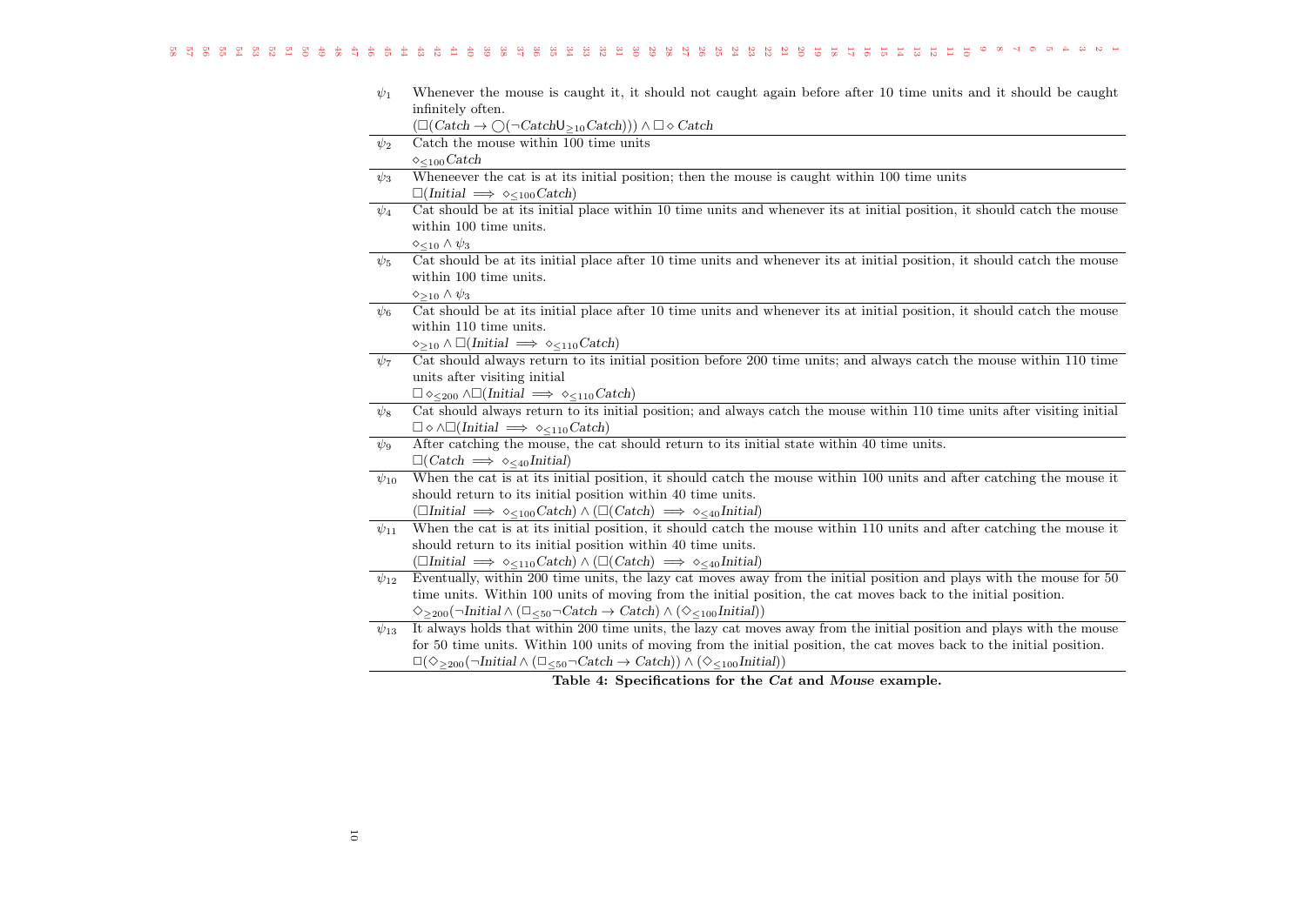| | |
|---|---|
| $\psi_1$ | Whenever the mouse is caught it, it should not caught again before after 10 time units and it should be caught infinitely often. $(\Box(Catch \rightarrow \bigcirc(\neg Catch \mathsf{U}_{\geq 10} Catch))) \wedge \Box \diamond Catch$ |
| $\psi_2$ | Catch the mouse within 100 time units $\diamond_{\leq 100} Catch$ |
| $\psi_3$ | Wheneever the cat is at its initial position; then the mouse is caught within 100 time units $\Box(Initial \implies \diamond_{\leq 100} Catch)$ |
| $\psi_4$ | Cat should be at its initial place within 10 time units and whenever its at initial position, it should catch the mouse within 100 time units. $\diamond_{\leq 10} \wedge \psi_3$ |
| $\psi_5$ | Cat should be at its initial place after 10 time units and whenever its at initial position, it should catch the mouse within 100 time units. $\diamond_{\geq 10} \wedge \psi_3$ |
| $\psi_6$ | Cat should be at its initial place after 10 time units and whenever its at initial position, it should catch the mouse within 110 time units. $\diamond_{\geq 10} \wedge \Box(Initial \implies \diamond_{\leq 110} Catch)$ |
| $\psi_7$ | Cat should always return to its initial position before 200 time units; and always catch the mouse within 110 time units after visiting initial $\Box \diamond_{\leq 200} \wedge \Box(Initial \implies \diamond_{\leq 110} Catch)$ |
| $\psi_8$ | Cat should always return to its initial position; and always catch the mouse within 110 time units after visiting initial $\Box \diamond \wedge \Box(Initial \implies \diamond_{\leq 110} Catch)$ |
| $\psi_9$ | After catching the mouse, the cat should return to its initial state within 40 time units. $\Box(Catch \implies \diamond_{\leq 40} Initial)$ |
| $\psi_{10}$ | When the cat is at its initial position, it should catch the mouse within 100 units and after catching the mouse it should return to its initial position within 40 time units. $(\Box Initial \implies \diamond_{\leq 100} Catch) \wedge (\Box(Catch) \implies \diamond_{\leq 40} Initial)$ |
| $\psi_{11}$ | When the cat is at its initial position, it should catch the mouse within 110 units and after catching the mouse it should return to its initial position within 40 time units. $(\Box Initial \implies \diamond_{\leq 110} Catch) \wedge (\Box(Catch) \implies \diamond_{\leq 40} Initial)$ |
| $\psi_{12}$ | Eventually, within 200 time units, the lazy cat moves away from the initial position and plays with the mouse for 50 time units. Within 100 units of moving from the initial position, the cat moves back to the initial position. $\diamond_{\geq 200}(\neg Initial \wedge (\Box_{\leq 50} \neg Catch \rightarrow Catch) \wedge (\diamond_{\leq 100} Initial))$ |
| $\psi_{13}$ | It always holds that within 200 time units, the lazy cat moves away from the initial position and plays with the mouse for 50 time units. Within 100 units of moving from the initial position, the cat moves back to the initial position. $\Box(\diamond_{\geq 200}(\neg Initial \wedge (\Box_{\leq 50} \neg Catch \rightarrow Catch)) \wedge (\diamond_{\leq 100} Initial))$ |

**Table 4: Specifications for the *Cat* and *Mouse* example.**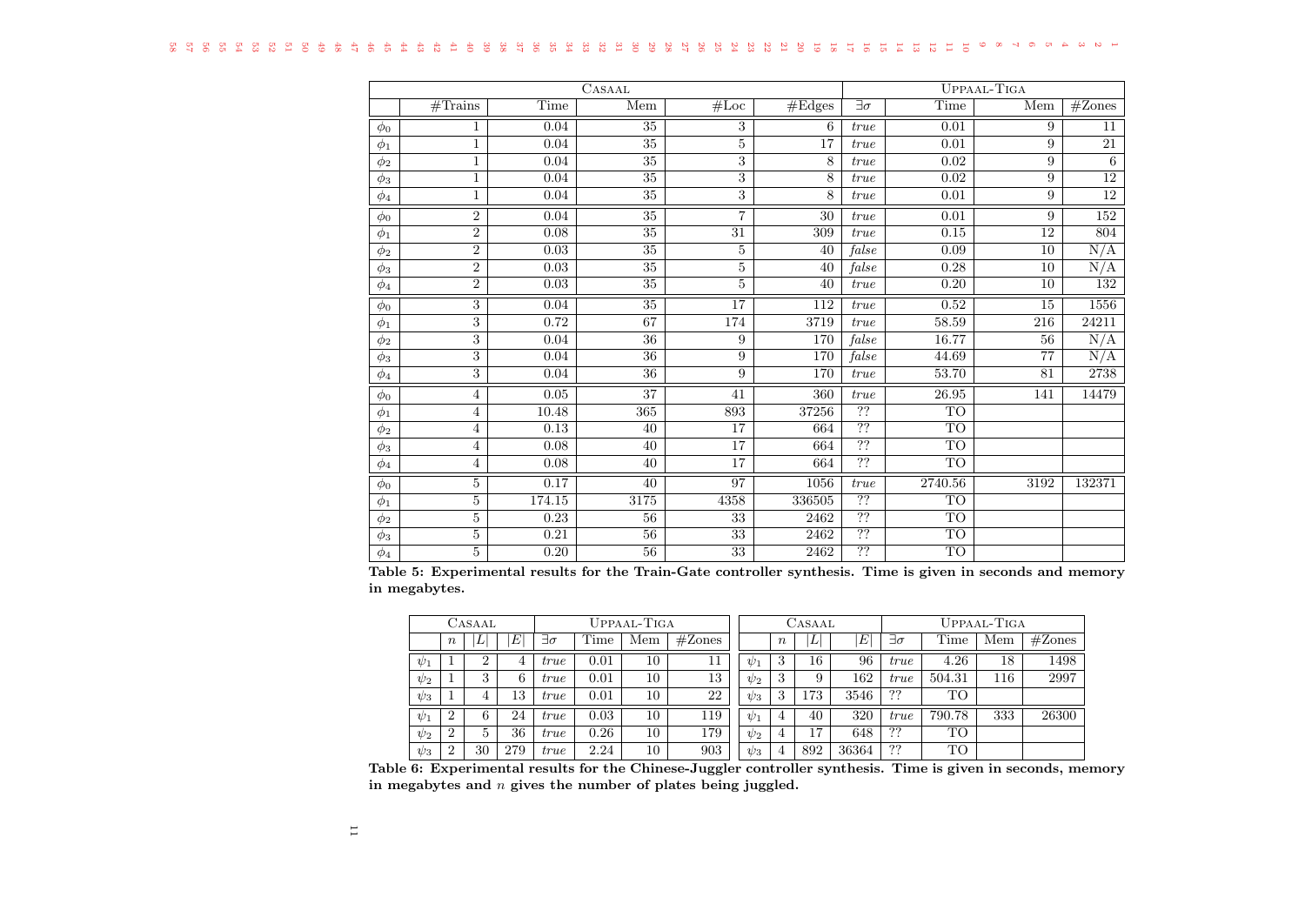| | Casaal | | | | | Uppaal-Tiga | | | |
|---|---|---|---|---|---|---|---|---|---|
| | #Trains | Time | Mem | #Loc | #Edges | $\exists\sigma$ | Time | Mem | #Zones |
| $\phi_0$ | 1 | 0.04 | 35 | 3 | 6 | *true* | 0.01 | 9 | 11 |
| $\phi_1$ | 1 | 0.04 | 35 | 5 | 17 | *true* | 0.01 | 9 | 21 |
| $\phi_2$ | 1 | 0.04 | 35 | 3 | 8 | *true* | 0.02 | 9 | 6 |
| $\phi_3$ | 1 | 0.04 | 35 | 3 | 8 | *true* | 0.02 | 9 | 12 |
| $\phi_4$ | 1 | 0.04 | 35 | 3 | 8 | *true* | 0.01 | 9 | 12 |
| $\phi_0$ | 2 | 0.04 | 35 | 7 | 30 | *true* | 0.01 | 9 | 152 |
| $\phi_1$ | 2 | 0.08 | 35 | 31 | 309 | *true* | 0.15 | 12 | 804 |
| $\phi_2$ | 2 | 0.03 | 35 | 5 | 40 | *false* | 0.09 | 10 | N/A |
| $\phi_3$ | 2 | 0.03 | 35 | 5 | 40 | *false* | 0.28 | 10 | N/A |
| $\phi_4$ | 2 | 0.03 | 35 | 5 | 40 | *true* | 0.20 | 10 | 132 |
| $\phi_0$ | 3 | 0.04 | 35 | 17 | 112 | *true* | 0.52 | 15 | 1556 |
| $\phi_1$ | 3 | 0.72 | 67 | 174 | 3719 | *true* | 58.59 | 216 | 24211 |
| $\phi_2$ | 3 | 0.04 | 36 | 9 | 170 | *false* | 16.77 | 56 | N/A |
| $\phi_3$ | 3 | 0.04 | 36 | 9 | 170 | *false* | 44.69 | 77 | N/A |
| $\phi_4$ | 3 | 0.04 | 36 | 9 | 170 | *true* | 53.70 | 81 | 2738 |
| $\phi_0$ | 4 | 0.05 | 37 | 41 | 360 | *true* | 26.95 | 141 | 14479 |
| $\phi_1$ | 4 | 10.48 | 365 | 893 | 37256 | ?? | TO | | |
| $\phi_2$ | 4 | 0.13 | 40 | 17 | 664 | ?? | TO | | |
| $\phi_3$ | 4 | 0.08 | 40 | 17 | 664 | ?? | TO | | |
| $\phi_4$ | 4 | 0.08 | 40 | 17 | 664 | ?? | TO | | |
| $\phi_0$ | 5 | 0.17 | 40 | 97 | 1056 | *true* | 2740.56 | 3192 | 132371 |
| $\phi_1$ | 5 | 174.15 | 3175 | 4358 | 336505 | ?? | TO | | |
| $\phi_2$ | 5 | 0.23 | 56 | 33 | 2462 | ?? | TO | | |
| $\phi_3$ | 5 | 0.21 | 56 | 33 | 2462 | ?? | TO | | |
| $\phi_4$ | 5 | 0.20 | 56 | 33 | 2462 | ?? | TO | | |

**Table 5: Experimental results for the Train-Gate controller synthesis. Time is given in seconds and memory in megabytes.**

| | Casaal | | | Uppaal-Tiga | | | |
|---|---|---|---|---|---|---|---|
| | $n$ | $\|L\|$ | $\|E\|$ | $\exists\sigma$ | Time | Mem | #Zones |
| $\psi_1$ | 1 | 2 | 4 | *true* | 0.01 | 10 | 11 |
| $\psi_2$ | 1 | 3 | 6 | *true* | 0.01 | 10 | 13 |
| $\psi_3$ | 1 | 4 | 13 | *true* | 0.01 | 10 | 22 |
| $\psi_1$ | 2 | 6 | 24 | *true* | 0.03 | 10 | 119 |
| $\psi_2$ | 2 | 5 | 36 | *true* | 0.26 | 10 | 179 |
| $\psi_3$ | 2 | 30 | 279 | *true* | 2.24 | 10 | 903 |
| $\psi_1$ | 3 | 16 | 96 | *true* | 4.26 | 18 | 1498 |
| $\psi_2$ | 3 | 9 | 162 | *true* | 504.31 | 116 | 2997 |
| $\psi_3$ | 3 | 173 | 3546 | ?? | TO | | |
| $\psi_1$ | 4 | 40 | 320 | *true* | 790.78 | 333 | 26300 |
| $\psi_2$ | 4 | 17 | 648 | ?? | TO | | |
| $\psi_3$ | 4 | 892 | 36364 | ?? | TO | | |

**Table 6: Experimental results for the Chinese-Juggler controller synthesis. Time is given in seconds, memory in megabytes and $n$ gives the number of plates being juggled.**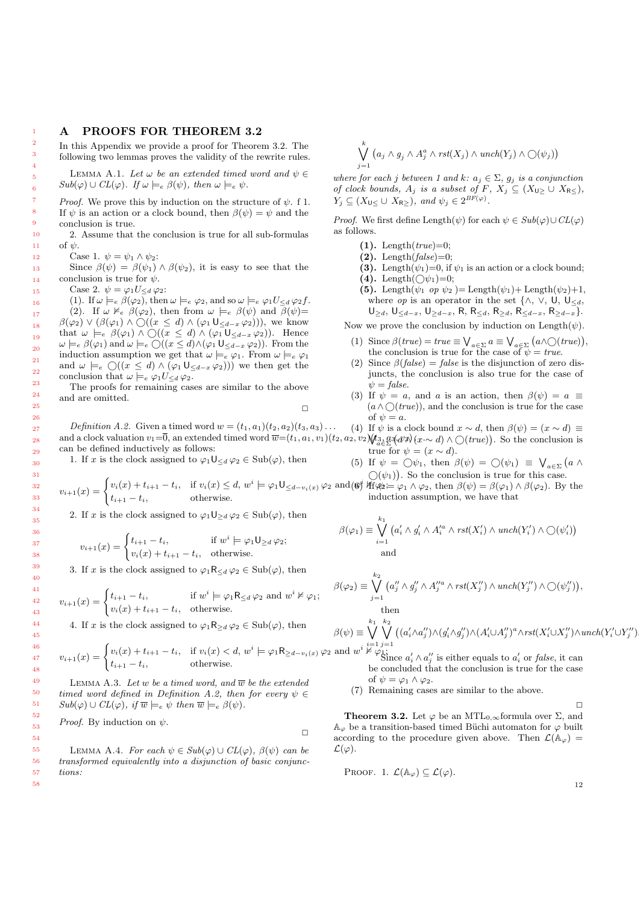# A PROOFS FOR THEOREM 3.2

In this Appendix we provide a proof for Theorem 3.2. The following two lemmas proves the validity of the rewrite rules.

Lemma A.1. *Let $\omega$ be an extended timed word and $\psi \in Sub(\varphi) \cup CL(\varphi)$. If $\omega \models_e \beta(\psi)$, then $\omega \models_e \psi$.*

*Proof.* We prove this by induction on the structure of $\psi$. f 1. If $\psi$ is an action or a clock bound, then $\beta(\psi) = \psi$ and the conclusion is true.

2. Assume that the conclusion is true for all sub-formulas of $\psi$.

Case 1. $\psi = \psi_1 \wedge \psi_2$:

Since $\beta(\psi) = \beta(\psi_1) \wedge \beta(\psi_2)$, it is easy to see that the conclusion is true for $\psi$.

Case 2. $\psi = \varphi_1 U_{\leq d}\, \varphi_2$:

(1). If $\omega \models_e \beta(\varphi_2)$, then $\omega \models_e \varphi_2$, and so $\omega \models_e \varphi_1 U_{\leq d}\, \varphi_2 f$.

(2). If $\omega \not\models_e \beta(\varphi_2)$, then from $\omega \models_e \beta(\psi)$ and $\beta(\psi)= \beta(\varphi_2) \vee (\beta(\varphi_1) \wedge \bigcirc((x \leq d) \wedge (\varphi_1 \mathsf{U}_{\leq d-x}\, \varphi_2)))$, we know that $\omega \models_e \beta(\varphi_1) \wedge \bigcirc((x \leq d) \wedge (\varphi_1 \mathsf{U}_{\leq d-x}\, \varphi_2))$. Hence $\omega \models_e \beta(\varphi_1)$ and $\omega \models_e \bigcirc((x \leq d) \wedge (\varphi_1 \mathsf{U}_{\leq d-x}\, \varphi_2))$. From the induction assumption we get that $\omega \models_e \varphi_1$. From $\omega \models_e \varphi_1$ and $\omega \models_e \bigcirc((x \leq d) \wedge (\varphi_1 \mathsf{U}_{\leq d-x}\, \varphi_2)))$ we then get the conclusion that $\omega \models_e \varphi_1 U_{\leq d}\, \varphi_2$.

The proofs for remaining cases are similar to the above and are omitted. □

*Definition A.2.* Given a timed word $w = (t_1, a_1)(t_2, a_2)(t_3, a_3)\ldots$ and a clock valuation $v_1=\overline{0}$, an extended timed word $\overline{w}=(t_1, a_1, v_1)(t_2, a_2, v_2)(t_3, a_3, v_3)\ldots$ can be defined inductively as follows:

1. If $x$ is the clock assigned to $\varphi_1 \mathsf{U}_{\leq d}\, \varphi_2 \in \mathrm{Sub}(\varphi)$, then

$$v_{i+1}(x) = \begin{cases} v_i(x) + t_{i+1} - t_i, & \text{if } v_i(x) \leq d,\ w^i \models \varphi_1 \mathsf{U}_{\leq d - v_i(x)}\, \varphi_2 \text{ and } w^i \not\models \varphi_2; \\ t_{i+1} - t_i, & \text{otherwise.} \end{cases}$$

2. If $x$ is the clock assigned to $\varphi_1 \mathsf{U}_{\geq d}\, \varphi_2 \in \mathrm{Sub}(\varphi)$, then

$$v_{i+1}(x) = \begin{cases} t_{i+1} - t_i, & \text{if } w^i \models \varphi_1 \mathsf{U}_{\geq d}\, \varphi_2; \\ v_i(x) + t_{i+1} - t_i, & \text{otherwise.} \end{cases}$$

3. If $x$ is the clock assigned to $\varphi_1 \mathsf{R}_{\leq d}\, \varphi_2 \in \mathrm{Sub}(\varphi)$, then

$$v_{i+1}(x) = \begin{cases} t_{i+1} - t_i, & \text{if } w^i \models \varphi_1 \mathsf{R}_{\leq d}\, \varphi_2 \text{ and } w^i \not\models \varphi_1; \\ v_i(x) + t_{i+1} - t_i, & \text{otherwise.} \end{cases}$$

4. If $x$ is the clock assigned to $\varphi_1 \mathsf{R}_{\geq d}\, \varphi_2 \in \mathrm{Sub}(\varphi)$, then

$$v_{i+1}(x) = \begin{cases} v_i(x) + t_{i+1} - t_i, & \text{if } v_i(x) < d,\ w^i \models \varphi_1 \mathsf{R}_{\geq d - v_i(x)}\, \varphi_2 \text{ and } w^i \not\models \varphi_1; \\ t_{i+1} - t_i, & \text{otherwise.} \end{cases}$$

Lemma A.3. *Let $w$ be a timed word, and $\overline{w}$ be the extended timed word defined in Definition A.2, then for every $\psi \in Sub(\varphi) \cup CL(\varphi)$, if $\overline{w} \models_e \psi$ then $\overline{w} \models_e \beta(\psi)$.*

*Proof.* By induction on $\psi$. □

Lemma A.4. *For each $\psi \in Sub(\varphi) \cup CL(\varphi)$, $\beta(\psi)$ can be transformed equivalently into a disjunction of basic conjunctions:*

$$\bigvee_{j=1}^{k} \left(a_j \wedge g_j \wedge A_j^a \wedge rst(X_j) \wedge unch(Y_j) \wedge \bigcirc(\psi_j)\right)$$

*where for each $j$ between 1 and $k$: $a_j \in \Sigma$, $g_j$ is a conjunction of clock bounds, $A_j$ is a subset of $F$, $X_j \subseteq (X_{\mathsf{U}_\geq} \cup X_{\mathsf{R}_\leq})$, $Y_j \subseteq (X_{\mathsf{U}_\leq} \cup X_{\mathsf{R}_\geq})$, and $\psi_j \in 2^{BF(\varphi)}$.*

*Proof.* We first define Length($\psi$) for each $\psi \in Sub(\varphi) \cup CL(\varphi)$ as follows.

**(1).** Length($true$)=0;

**(2).** Length($false$)=0;

**(3).** Length($\psi_1$)=0, if $\psi_1$ is an action or a clock bound;

**(4).** Length($\bigcirc\psi_1$)=0;

**(5).** Length($\psi_1$ $op$ $\psi_2$ )=Length($\psi_1$)+ Length($\psi_2$)+1, where $op$ is an operator in the set $\{\wedge, \vee, \mathsf{U}, \mathsf{U}_{\leq d}, \mathsf{U}_{\geq d}, \mathsf{U}_{\leq d-x}, \mathsf{U}_{\geq d-x}, \mathsf{R}, \mathsf{R}_{\leq d}, \mathsf{R}_{\geq d}, \mathsf{R}_{\leq d-x}, \mathsf{R}_{\geq d-x}\}$.

Now we prove the conclusion by induction on Length($\psi$).

(1) Since $\beta(true) = true \equiv \bigvee_{a \in \Sigma} a \equiv \bigvee_{a \in \Sigma} \left(a \wedge \bigcirc(true)\right)$, the conclusion is true for the case of $\psi = true$.

(2) Since $\beta(false) = false$ is the disjunction of zero disjuncts, the conclusion is also true for the case of $\psi = false$.

(3) If $\psi = a$, and $a$ is an action, then $\beta(\psi) = a \equiv (a \wedge \bigcirc(true))$, and the conclusion is true for the case of $\psi = a$.

(4) If $\psi$ is a clock bound $x \sim d$, then $\beta(\psi) = (x \sim d) \equiv \bigvee_{a \in \Sigma} \left(a \wedge (x \sim d) \wedge \bigcirc(true)\right)$. So the conclusion is true for $\psi = (x \sim d)$.

(5) If $\psi = \bigcirc\psi_1$, then $\beta(\psi) = \bigcirc(\psi_1) \equiv \bigvee_{a \in \Sigma} \left(a \wedge \bigcirc(\psi_1)\right)$. So the conclusion is true for this case.

(6) If $\psi = \varphi_1 \wedge \varphi_2$, then $\beta(\psi) = \beta(\varphi_1) \wedge \beta(\varphi_2)$. By the induction assumption, we have that

$$\beta(\varphi_1) \equiv \bigvee_{i=1}^{k_1} \left(a'_i \wedge g'_i \wedge A_i'^{a} \wedge rst(X'_i) \wedge unch(Y'_i) \wedge \bigcirc(\psi'_i)\right)$$

and

$$\beta(\varphi_2) \equiv \bigvee_{j=1}^{k_2} \left(a''_j \wedge g''_j \wedge A_j''^{a} \wedge rst(X''_j) \wedge unch(Y''_j) \wedge \bigcirc(\psi''_j)\right),$$

then

$$\beta(\psi) \equiv \bigvee_{i=1}^{k_1} \bigvee_{j=1}^{k_2} \left((a'_i \wedge a''_j) \wedge (g'_i \wedge g''_j) \wedge (A'_i \cup A''_j)^a \wedge rst(X'_i \cup X''_j) \wedge unch(Y'_i \cup Y''_j)\ldots\right.$$

Since $a'_i \wedge a''_j$ is either equals to $a'_i$ or $false$, it can be concluded that the conclusion is true for the case of $\psi = \varphi_1 \wedge \varphi_2$.

(7) Remaining cases are similar to the above. □

**Theorem 3.2.** Let $\varphi$ be an MTL$_{0,\infty}$formula over $\Sigma$, and $\mathbb{A}_\varphi$ be a transition-based timed Büchi automaton for $\varphi$ built according to the procedure given above. Then $\mathcal{L}(\mathbb{A}_\varphi) = \mathcal{L}(\varphi)$.

Proof. 1. $\mathcal{L}(\mathbb{A}_\varphi) \subseteq \mathcal{L}(\varphi)$.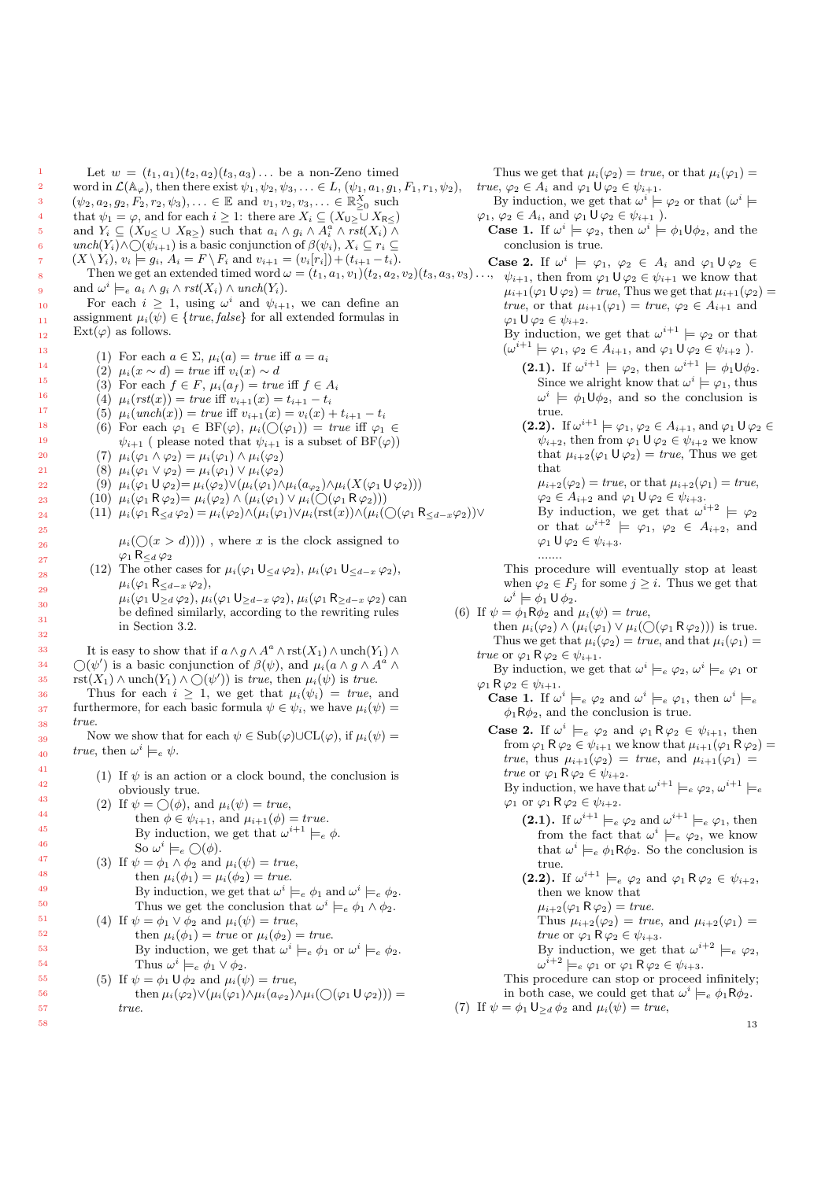Let $w = (t_1, a_1)(t_2, a_2)(t_3, a_3)\ldots$ be a non-Zeno timed word in $\mathcal{L}(\mathbb{A}_\varphi)$, then there exist $\psi_1, \psi_2, \psi_3, \ldots \in L$, $(\psi_1, a_1, g_1, F_1, r_1, \psi_2)$, $(\psi_2, a_2, g_2, F_2, r_2, \psi_3), \ldots \in \mathbb{E}$ and $v_1, v_2, v_3, \ldots \in \mathbb{R}^X_{\geq 0}$ such that $\psi_1 = \varphi$, and for each $i \geq 1$: there are $X_i \subseteq (X_{\mathsf{U}_\geq} \cup X_{\mathsf{R}_\leq})$ and $Y_i \subseteq (X_{\mathsf{U}_\leq} \cup X_{\mathsf{R}_\geq})$ such that $a_i \wedge g_i \wedge A_i^a \wedge rst(X_i) \wedge unch(Y_i) \wedge \bigcirc(\psi_{i+1})$ is a basic conjunction of $\beta(\psi_i)$, $X_i \subseteq r_i \subseteq (X \setminus Y_i)$, $v_i \models g_i$, $A_i = F \setminus F_i$ and $v_{i+1} = (v_i[r_i]) + (t_{i+1} - t_i)$.

Then we get an extended timed word $\omega = (t_1, a_1, v_1)(t_2, a_2, v_2)(t_3, a_3, v_3)\ldots$, and $\omega^i \models_e a_i \wedge g_i \wedge rst(X_i) \wedge unch(Y_i)$.

For each $i \geq 1$, using $\omega^i$ and $\psi_{i+1}$, we can define an assignment $\mu_i(\psi) \in \{true, false\}$ for all extended formulas in $\mathrm{Ext}(\varphi)$ as follows.

1. For each $a \in \Sigma$, $\mu_i(a) = true$ iff $a = a_i$
2. $\mu_i(x \sim d) = true$ iff $v_i(x) \sim d$
3. For each $f \in F$, $\mu_i(a_f) = true$ iff $f \in A_i$
4. $\mu_i(rst(x)) = true$ iff $v_{i+1}(x) = t_{i+1} - t_i$
5. $\mu_i(unch(x)) = true$ iff $v_{i+1}(x) = v_i(x) + t_{i+1} - t_i$
6. For each $\varphi_1 \in \mathrm{BF}(\varphi)$, $\mu_i(\bigcirc(\varphi_1)) = true$ iff $\varphi_1 \in \psi_{i+1}$ ( please noted that $\psi_{i+1}$ is a subset of $\mathrm{BF}(\varphi)$)
7. $\mu_i(\varphi_1 \wedge \varphi_2) = \mu_i(\varphi_1) \wedge \mu_i(\varphi_2)$
8. $\mu_i(\varphi_1 \vee \varphi_2) = \mu_i(\varphi_1) \vee \mu_i(\varphi_2)$
9. $\mu_i(\varphi_1 \mathsf{U} \varphi_2) = \mu_i(\varphi_2) \vee (\mu_i(\varphi_1) \wedge \mu_i(a_{\varphi_2}) \wedge \mu_i(X(\varphi_1 \mathsf{U} \varphi_2)))$
10. $\mu_i(\varphi_1 \mathsf{R} \varphi_2) = \mu_i(\varphi_2) \wedge (\mu_i(\varphi_1) \vee \mu_i(\bigcirc(\varphi_1 \mathsf{R} \varphi_2)))$
11. $\mu_i(\varphi_1 \mathsf{R}_{\leq d} \varphi_2) = \mu_i(\varphi_2) \wedge (\mu_i(\varphi_1) \vee \mu_i(\mathrm{rst}(x)) \wedge (\mu_i(\bigcirc(\varphi_1 \mathsf{R}_{\leq d-x} \varphi_2)) \vee \mu_i(\bigcirc(x > d))))$ , where $x$ is the clock assigned to $\varphi_1 \mathsf{R}_{\leq d} \varphi_2$
12. The other cases for $\mu_i(\varphi_1 \mathsf{U}_{\leq d} \varphi_2)$, $\mu_i(\varphi_1 \mathsf{U}_{\leq d-x} \varphi_2)$, $\mu_i(\varphi_1 \mathsf{R}_{\leq d-x} \varphi_2)$, $\mu_i(\varphi_1 \mathsf{U}_{\geq d-x} \varphi_2)$, $\mu_i(\varphi_1 \mathsf{R}_{\geq d-x} \varphi_2)$ can be defined similarly, according to the rewriting rules in Section 3.2.

It is easy to show that if $a \wedge g \wedge A^a \wedge \mathrm{rst}(X_1) \wedge \mathrm{unch}(Y_1) \wedge \bigcirc(\psi')$ is a basic conjunction of $\beta(\psi)$, and $\mu_i(a \wedge g \wedge A^a \wedge \mathrm{rst}(X_1) \wedge \mathrm{unch}(Y_1) \wedge \bigcirc(\psi'))$ is *true*, then $\mu_i(\psi)$ is *true*.

Thus for each $i \geq 1$, we get that $\mu_i(\psi_i) = true$, and furthermore, for each basic formula $\psi \in \psi_i$, we have $\mu_i(\psi) = true$.

Now we show that for each $\psi \in \mathrm{Sub}(\varphi) \cup \mathrm{CL}(\varphi)$, if $\mu_i(\psi) = true$, then $\omega^i \models_e \psi$.

1. If $\psi$ is an action or a clock bound, the conclusion is obviously true.
2. If $\psi = \bigcirc(\phi)$, and $\mu_i(\psi) = true$, then $\phi \in \psi_{i+1}$, and $\mu_{i+1}(\phi) = true$. By induction, we get that $\omega^{i+1} \models_e \phi$. So $\omega^i \models_e \bigcirc(\phi)$.
3. If $\psi = \phi_1 \wedge \phi_2$ and $\mu_i(\psi) = true$, then $\mu_i(\phi_1) = \mu_i(\phi_2) = true$. By induction, we get that $\omega^i \models_e \phi_1$ and $\omega^i \models_e \phi_2$. Thus we get the conclusion that $\omega^i \models_e \phi_1 \wedge \phi_2$.
4. If $\psi = \phi_1 \vee \phi_2$ and $\mu_i(\psi) = true$, then $\mu_i(\phi_1) = true$ or $\mu_i(\phi_2) = true$. By induction, we get that $\omega^i \models_e \phi_1$ or $\omega^i \models_e \phi_2$. Thus $\omega^i \models_e \phi_1 \vee \phi_2$.
5. If $\psi = \phi_1 \mathsf{U} \phi_2$ and $\mu_i(\psi) = true$, then $\mu_i(\varphi_2) \vee (\mu_i(\varphi_1) \wedge \mu_i(a_{\varphi_2}) \wedge \mu_i(\bigcirc(\varphi_1 \mathsf{U} \varphi_2))) = true$.
   Thus we get that $\mu_i(\varphi_2) = true$, or that $\mu_i(\varphi_1) = true$, $\varphi_2 \in A_i$ and $\varphi_1 \mathsf{U} \varphi_2 \in \psi_{i+1}$.
   By induction, we get that $\omega^i \models \varphi_2$ or that ($\omega^i \models \varphi_1$, $\varphi_2 \in A_i$, and $\varphi_1 \mathsf{U} \varphi_2 \in \psi_{i+1}$ ).
   **Case 1.** If $\omega^i \models \varphi_2$, then $\omega^i \models \phi_1 \mathsf{U} \phi_2$, and the conclusion is true.
   **Case 2.** If $\omega^i \models \varphi_1$, $\varphi_2 \in A_i$ and $\varphi_1 \mathsf{U} \varphi_2 \in \psi_{i+1}$, then from $\varphi_1 \mathsf{U} \varphi_2 \in \psi_{i+1}$ we know that $\mu_{i+1}(\varphi_1 \mathsf{U} \varphi_2) = true$, Thus we get that $\mu_{i+1}(\varphi_2) = true$, or that $\mu_{i+1}(\varphi_1) = true$, $\varphi_2 \in A_{i+1}$ and $\varphi_1 \mathsf{U} \varphi_2 \in \psi_{i+2}$.
   By induction, we get that $\omega^{i+1} \models \varphi_2$ or that ($\omega^{i+1} \models \varphi_1$, $\varphi_2 \in A_{i+1}$, and $\varphi_1 \mathsf{U} \varphi_2 \in \psi_{i+2}$ ).
   - **(2.1).** If $\omega^{i+1} \models \varphi_2$, then $\omega^{i+1} \models \phi_1 \mathsf{U} \phi_2$. Since we alright know that $\omega^i \models \varphi_1$, thus $\omega^i \models \phi_1 \mathsf{U} \phi_2$, and so the conclusion is true.
   - **(2.2).** If $\omega^{i+1} \models \varphi_1$, $\varphi_2 \in A_{i+1}$, and $\varphi_1 \mathsf{U} \varphi_2 \in \psi_{i+2}$, then from $\varphi_1 \mathsf{U} \varphi_2 \in \psi_{i+2}$ we know that $\mu_{i+2}(\varphi_1 \mathsf{U} \varphi_2) = true$, Thus we get that $\mu_{i+2}(\varphi_2) = true$, or that $\mu_{i+2}(\varphi_1) = true$, $\varphi_2 \in A_{i+2}$ and $\varphi_1 \mathsf{U} \varphi_2 \in \psi_{i+3}$.
     By induction, we get that $\omega^{i+2} \models \varphi_2$ or that $\omega^{i+2} \models \varphi_1$, $\varphi_2 \in A_{i+2}$, and $\varphi_1 \mathsf{U} \varphi_2 \in \psi_{i+3}$.
     .......

   This procedure will eventually stop at least when $\varphi_2 \in F_j$ for some $j \geq i$. Thus we get that $\omega^i \models \phi_1 \mathsf{U} \phi_2$.
6. If $\psi = \phi_1 \mathsf{R} \phi_2$ and $\mu_i(\psi) = true$, then $\mu_i(\varphi_2) \wedge (\mu_i(\varphi_1) \vee \mu_i(\bigcirc(\varphi_1 \mathsf{R} \varphi_2)))$ is true.
   Thus we get that $\mu_i(\varphi_2) = true$, and that $\mu_i(\varphi_1) = true$ or $\varphi_1 \mathsf{R} \varphi_2 \in \psi_{i+1}$.
   By induction, we get that $\omega^i \models_e \varphi_2$, $\omega^i \models_e \varphi_1$ or $\varphi_1 \mathsf{R} \varphi_2 \in \psi_{i+1}$.
   **Case 1.** If $\omega^i \models_e \varphi_2$ and $\omega^i \models_e \varphi_1$, then $\omega^i \models_e \phi_1 \mathsf{R} \phi_2$, and the conclusion is true.
   **Case 2.** If $\omega^i \models_e \varphi_2$ and $\varphi_1 \mathsf{R} \varphi_2 \in \psi_{i+1}$, then from $\varphi_1 \mathsf{R} \varphi_2 \in \psi_{i+1}$ we know that $\mu_{i+1}(\varphi_1 \mathsf{R} \varphi_2) = true$, thus $\mu_{i+1}(\varphi_2) = true$, and $\mu_{i+1}(\varphi_1) = true$ or $\varphi_1 \mathsf{R} \varphi_2 \in \psi_{i+2}$.
   By induction, we have that $\omega^{i+1} \models_e \varphi_2$, $\omega^{i+1} \models_e \varphi_1$ or $\varphi_1 \mathsf{R} \varphi_2 \in \psi_{i+2}$.
   - **(2.1).** If $\omega^{i+1} \models_e \varphi_2$ and $\omega^{i+1} \models_e \varphi_1$, then from the fact that $\omega^i \models_e \varphi_2$, we know that $\omega^i \models_e \phi_1 \mathsf{R} \phi_2$. So the conclusion is true.
   - **(2.2).** If $\omega^{i+1} \models_e \varphi_2$ and $\varphi_1 \mathsf{R} \varphi_2 \in \psi_{i+2}$, then we know that $\mu_{i+2}(\varphi_1 \mathsf{R} \varphi_2) = true$.
     Thus $\mu_{i+2}(\varphi_2) = true$, and $\mu_{i+2}(\varphi_1) = true$ or $\varphi_1 \mathsf{R} \varphi_2 \in \psi_{i+3}$.
     By induction, we get that $\omega^{i+2} \models_e \varphi_2$, $\omega^{i+2} \models_e \varphi_1$ or $\varphi_1 \mathsf{R} \varphi_2 \in \psi_{i+3}$.

   This procedure can stop or proceed infinitely; in both case, we could get that $\omega^i \models_e \phi_1 \mathsf{R} \phi_2$.
7. If $\psi = \phi_1 \mathsf{U}_{\geq d} \phi_2$ and $\mu_i(\psi) = true$,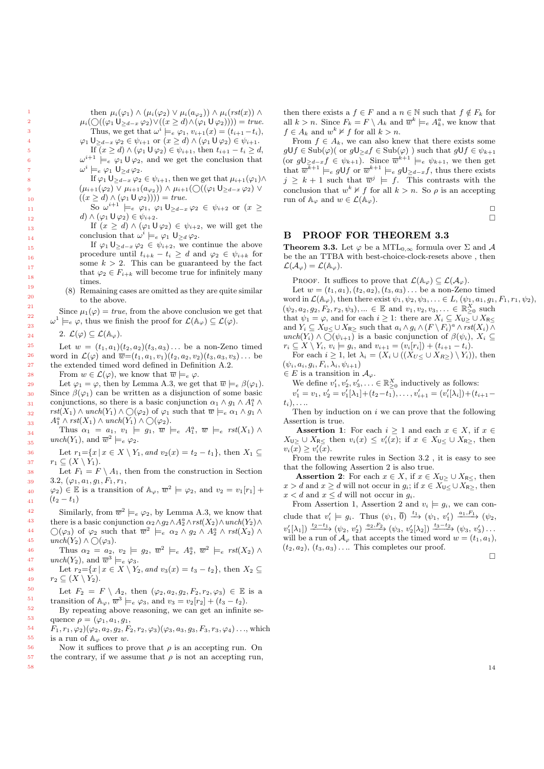then $\mu_i(\varphi_1) \wedge (\mu_i(\varphi_2) \vee \mu_i(a_{\varphi_2})) \wedge \mu_i(rst(x)) \wedge \mu_i(\bigcirc((\varphi_1 \,\mathsf{U}_{\geq d-x}\, \varphi_2) \vee ((x \geq d) \wedge (\varphi_1 \,\mathsf{U}\, \varphi_2)))) = true$.

Thus, we get that $\omega^i \models_e \varphi_1$, $v_{i+1}(x) = (t_{i+1} - t_i)$, $\varphi_1 \,\mathsf{U}_{\geq d-x}\, \varphi_2 \in \psi_{i+1}$ or $(x \geq d) \wedge (\varphi_1 \,\mathsf{U}\, \varphi_2) \in \psi_{i+1}$.

If $(x \geq d) \wedge (\varphi_1 \,\mathsf{U}\, \varphi_2) \in \psi_{i+1}$, then $t_{i+1} - t_i \geq d$, $\omega^{i+1} \models_e \varphi_1 \,\mathsf{U}\, \varphi_2$, and we get the conclusion that $\omega^i \models_e \varphi_1 \,\mathsf{U}_{\geq d}\, \varphi_2$.

If $\varphi_1 \,\mathsf{U}_{\geq d-x}\, \varphi_2 \in \psi_{i+1}$, then we get that $\mu_{i+1}(\varphi_1) \wedge (\mu_{i+1}(\varphi_2) \vee \mu_{i+1}(a_{\varphi_2})) \wedge \mu_{i+1}(\bigcirc((\varphi_1 \,\mathsf{U}_{\geq d-x}\, \varphi_2) \vee ((x \geq d) \wedge (\varphi_1 \,\mathsf{U}\, \varphi_2)))) = true$.

So $\omega^{i+1} \models_e \varphi_1$, $\varphi_1 \,\mathsf{U}_{\geq d-x}\, \varphi_2 \in \psi_{i+2}$ or $(x \geq d) \wedge (\varphi_1 \,\mathsf{U}\, \varphi_2) \in \psi_{i+2}$.

If $(x \geq d) \wedge (\varphi_1 \,\mathsf{U}\, \varphi_2) \in \psi_{i+2}$, we will get the conclusion that $\omega^i \models_e \varphi_1 \,\mathsf{U}_{\geq d}\, \varphi_2$.

If $\varphi_1 \,\mathsf{U}_{\geq d-x}\, \varphi_2 \in \psi_{i+2}$, we continue the above procedure until $t_{i+k} - t_i \geq d$ and $\varphi_2 \in \psi_{i+k}$ for some $k > 2$. This can be guaranteed by the fact that $\varphi_2 \in F_{i+k}$ will become true for infinitely many times.

(8) Remaining cases are omitted as they are quite similar to the above.

Since $\mu_1(\varphi) = true$, from the above conclusion we get that $\omega^1 \models_e \varphi$, thus we finish the proof for $\mathcal{L}(\mathbb{A}_\varphi) \subseteq \mathcal{L}(\varphi)$.

2. $\mathcal{L}(\varphi) \subseteq \mathcal{L}(\mathbb{A}_\varphi)$.

Let $w = (t_1, a_1)(t_2, a_2)(t_3, a_3)\dots$ be a non-Zeno timed word in $\mathcal{L}(\varphi)$ and $\overline{w}=(t_1, a_1, v_1)(t_2, a_2, v_2)(t_3, a_3, v_3)\dots$ be the extended timed word defined in Definition A.2.

From $w \in \mathcal{L}(\varphi)$, we know that $\overline{w} \models_e \varphi$.

Let $\varphi_1 = \varphi$, then by Lemma A.3, we get that $\overline{w} \models_e \beta(\varphi_1)$. Since $\beta(\varphi_1)$ can be written as a disjunction of some basic conjunctions, so there is a basic conjunction $\alpha_1 \wedge g_1 \wedge A_1^a \wedge rst(X_1) \wedge unch(Y_1) \wedge \bigcirc(\varphi_2)$ of $\varphi_1$ such that $\overline{w} \models_e \alpha_1 \wedge g_1 \wedge A_1^a \wedge rst(X_1) \wedge unch(Y_1) \wedge \bigcirc(\varphi_2)$.

Thus $\alpha_1 = a_1$, $v_1 \models g_1$, $\overline{w} \models_e A_1^a$, $\overline{w} \models_e rst(X_1) \wedge unch(Y_1)$, and $\overline{w}^2 \models_e \varphi_2$.

Let $r_1 = \{x \,|\, x \in X \setminus Y_1, \textit{ and } v_2(x) = t_2 - t_1\}$, then $X_1 \subseteq r_1 \subseteq (X \setminus Y_1)$.

Let $F_1 = F \setminus A_1$, then from the construction in Section 3.2, $(\varphi_1, a_1, g_1, F_1, r_1, \varphi_2) \in \mathbb{E}$ is a transition of $\mathbb{A}_\varphi$, $\overline{w}^2 \models \varphi_2$, and $v_2 = v_1[r_1] + (t_2 - t_1)$

Similarly, from $\overline{w}^2 \models_e \varphi_2$, by Lemma A.3, we know that there is a basic conjunction $\alpha_2 \wedge g_2 \wedge A_2^a \wedge rst(X_2) \wedge unch(Y_2) \wedge \bigcirc(\varphi_3)$ of $\varphi_2$ such that $\overline{w}^2 \models_e \alpha_2 \wedge g_2 \wedge A_2^a \wedge rst(X_2) \wedge unch(Y_2) \wedge \bigcirc(\varphi_3)$.

Thus $\alpha_2 = a_2$, $v_2 \models g_2$, $\overline{w}^2 \models_e A_2^a$, $\overline{w}^2 \models_e rst(X_2) \wedge unch(Y_2)$, and $\overline{w}^3 \models_e \varphi_3$.

Let $r_2 = \{x \,|\, x \in X \setminus Y_2, \textit{ and } v_3(x) = t_3 - t_2\}$, then $X_2 \subseteq r_2 \subseteq (X \setminus Y_2)$.

Let $F_2 = F \setminus A_2$, then $(\varphi_2, a_2, g_2, F_2, r_2, \varphi_3) \in \mathbb{E}$ is a transition of $\mathbb{A}_\varphi$, $\overline{w}^3 \models_e \varphi_3$, and $v_3 = v_2[r_2] + (t_3 - t_2)$.

By repeating above reasoning, we can get an infinite sequence $\rho = (\varphi_1, a_1, g_1, F_1, r_1, \varphi_2)(\varphi_2, a_2, g_2, F_2, r_2, \varphi_3)(\varphi_3, a_3, g_3, F_3, r_3, \varphi_4)\dots$, which is a run of $\mathbb{A}_\varphi$ over $w$.

Now it suffices to prove that $\rho$ is an accepting run. On the contrary, if we assume that $\rho$ is not an accepting run, then there exists a $f \in F$ and a $n \in \mathbb{N}$ such that $f \notin F_k$ for all $k > n$. Since $F_k = F \setminus A_k$ and $\overline{w}^k \models_e A_k^a$, we know that $f \in A_k$ and $w^k \not\models f$ for all $k > n$.

From $f \in A_k$, we can also knew that there exists some $g\mathsf{U}f \in \mathrm{Sub}(\varphi)$( or $g\mathsf{U}_{\geq d}f \in \mathrm{Sub}(\varphi)$ ) such that $g\mathsf{U}f \in \psi_{k+1}$ (or $g\mathsf{U}_{\geq d-x}f \in \psi_{k+1}$). Since $\overline{w}^{k+1} \models_e \psi_{k+1}$, we then get that $\overline{w}^{k+1} \models_e g\mathsf{U}f$ or $\overline{w}^{k+1} \models_e g\mathsf{U}_{\geq d-x}f$, thus there exists $j \geq k+1$ such that $\overline{w}^j \models f$. This contrasts with the conclusion that $w^k \not\models f$ for all $k > n$. So $\rho$ is an accepting run of $\mathbb{A}_\varphi$ and $w \in \mathcal{L}(\mathbb{A}_\varphi)$.

□

□

## B PROOF FOR THEOREM 3.3

**Theorem 3.3.** Let $\varphi$ be a $\mathrm{MTL}_{0,\infty}$ formula over $\Sigma$ and $\mathcal{A}$ be the an TTBA with best-choice-clock-resets above , then $\mathcal{L}(\mathcal{A}_\varphi) = \mathcal{L}(\mathbb{A}_\varphi)$.

Proof. It suffices to prove that $\mathcal{L}(\mathbb{A}_\varphi) \subseteq \mathcal{L}(\mathcal{A}_\varphi)$.

Let $w = (t_1, a_1), (t_2, a_2), (t_3, a_3)\dots$ be a non-Zeno timed word in $\mathcal{L}(\mathbb{A}_\varphi)$, then there exist $\psi_1, \psi_2, \psi_3, \dots \in L$, $(\psi_1, a_1, g_1, F_1, r_1, \psi_2)$, $(\psi_2, a_2, g_2, F_2, r_2, \psi_3), \dots \in \mathbb{E}$ and $v_1, v_2, v_3, \dots \in \mathbb{R}_{\geq 0}^X$ such that $\psi_1 = \varphi$, and for each $i \geq 1$: there are $X_i \subseteq X_{\mathsf{U}\geq} \cup X_{\mathsf{R}\leq}$ and $Y_i \subseteq X_{\mathsf{U}\leq} \cup X_{\mathsf{R}\geq}$ such that $a_i \wedge g_i \wedge (F \setminus F_i)^a \wedge rst(X_i) \wedge unch(Y_i) \wedge \bigcirc(\psi_{i+1})$ is a basic conjunction of $\beta(\psi_i)$, $X_i \subseteq r_i \subseteq X \setminus Y_i$, $v_i \models g_i$, and $v_{i+1} = (v_i[r_i]) + (t_{i+1} - t_i)$.

For each $i \geq 1$, let $\lambda_i = (X_i \cup ((X_{U\leq} \cup X_{R\geq}) \setminus Y_i))$, then $(\psi_i, a_i, g_i, F_i, \lambda_i, \psi_{i+1}) \in E$ is a transition in $\mathcal{A}_\varphi$.

We define $v_1', v_2', v_3', \dots \in \mathbb{R}_{\geq 0}^X$ inductively as follows: $v_1' = v_1$, $v_2' = v_1'[\lambda_1] + (t_2 - t_1), \dots, v_{i+1}' = (v_i'[\lambda_i]) + (t_{i+1} - t_i), \dots$.

Then by induction on $i$ we can prove that the following Assertion is true.

**Assertion 1**: For each $i \geq 1$ and each $x \in X$, if $x \in X_{\mathsf{U}\geq} \cup X_{\mathsf{R}\leq}$ then $v_i(x) \leq v_i'(x)$; if $x \in X_{\mathsf{U}\leq} \cup X_{\mathsf{R}\geq}$, then $v_i(x) \geq v_i'(x)$.

From the rewrite rules in Section 3.2 , it is easy to see that the following Assertion 2 is also true.

**Assertion 2**: For each $x \in X$, if $x \in X_{\mathsf{U}\geq} \cup X_{\mathsf{R}\leq}$, then $x > d$ and $x \geq d$ will not occur in $g_i$; if $x \in X_{\mathsf{U}\leq} \cup X_{\mathsf{R}\geq}$, then $x < d$ and $x \leq d$ will not occur in $g_i$.

From Assertion 1, Assertion 2 and $v_i \models g_i$, we can conclude that $v_i' \models g_i$. Thus $(\psi_1, \overline{0}) \xrightarrow{t_1} (\psi_1, v_1') \xrightarrow{a_1, F_1} (\psi_2, v_1'[\lambda_1]) \xrightarrow{t_2 - t_1} (\psi_2, v_2') \xrightarrow{a_2, F_2} (\psi_3, v_2'[\lambda_2]) \xrightarrow{t_3 - t_2} (\psi_3, v_3')\dots$ will be a run of $\mathcal{A}_\varphi$ that accepts the timed word $w = (t_1, a_1), (t_2, a_2), (t_3, a_3)\dots$. This completes our proof.

□